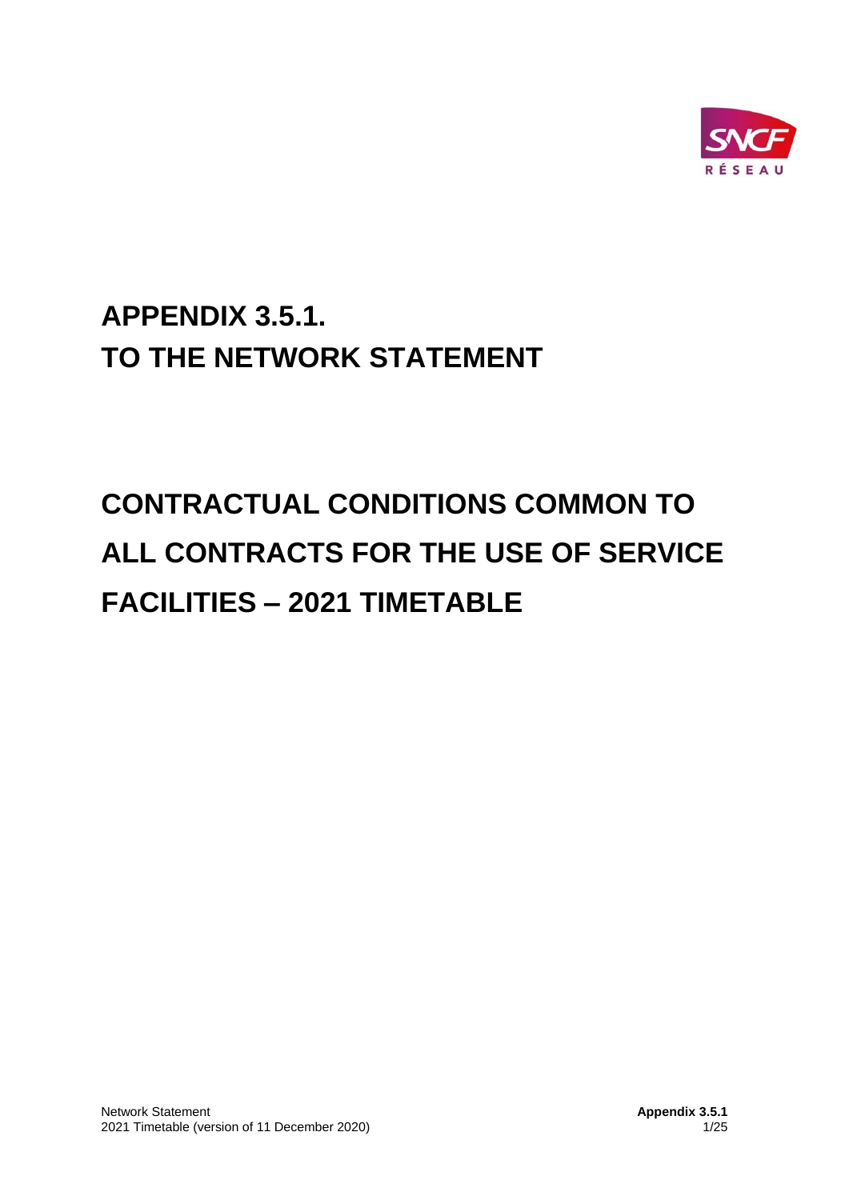# APPENDIX 3.5.1.
# TO THE NETWORK STATEMENT

# CONTRACTUAL CONDITIONS COMMON TO ALL CONTRACTS FOR THE USE OF SERVICE FACILITIES – 2021 TIMETABLE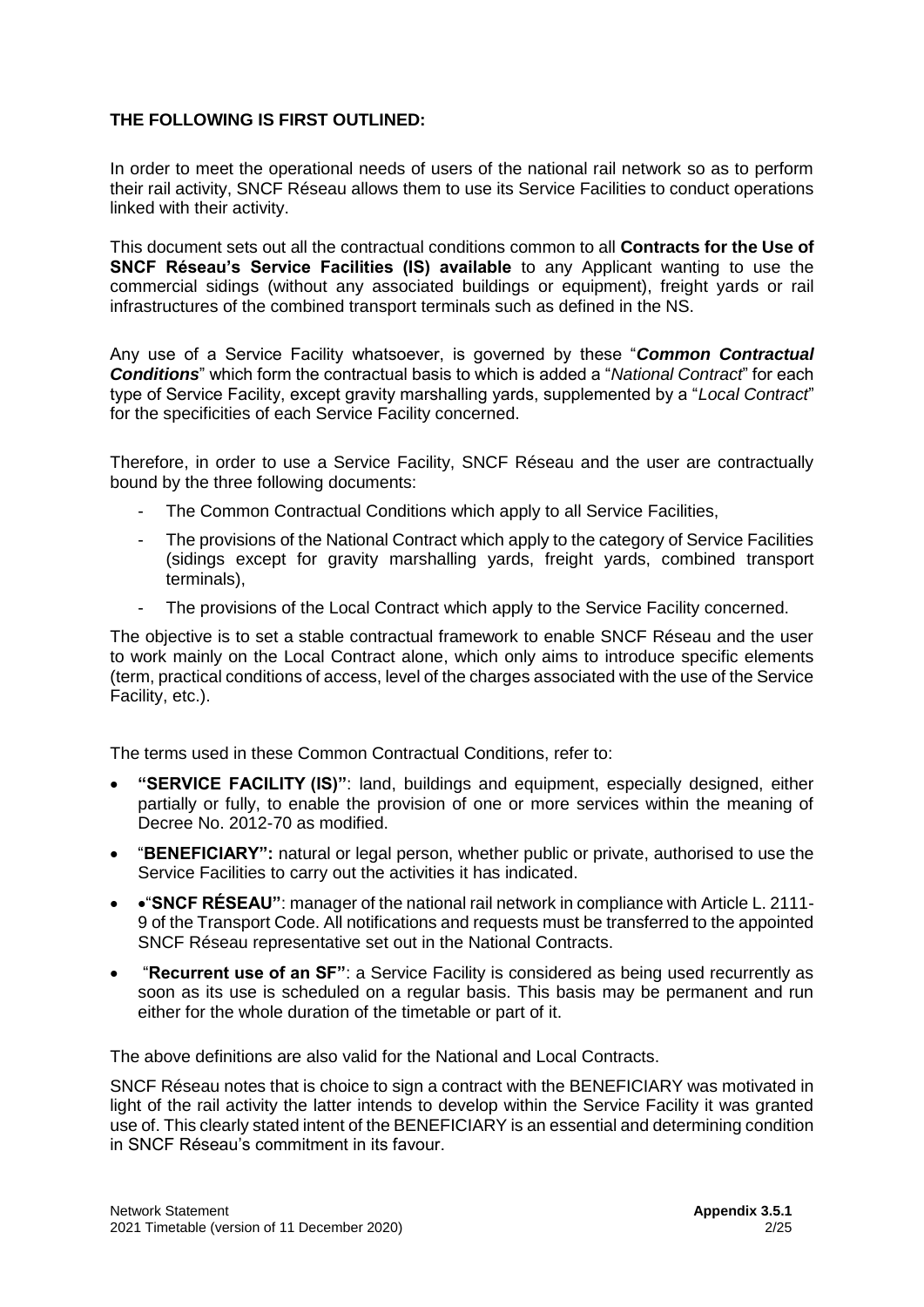**THE FOLLOWING IS FIRST OUTLINED:**

In order to meet the operational needs of users of the national rail network so as to perform their rail activity, SNCF Réseau allows them to use its Service Facilities to conduct operations linked with their activity.

This document sets out all the contractual conditions common to all **Contracts for the Use of SNCF Réseau's Service Facilities (IS) available** to any Applicant wanting to use the commercial sidings (without any associated buildings or equipment), freight yards or rail infrastructures of the combined transport terminals such as defined in the NS.

Any use of a Service Facility whatsoever, is governed by these "***Common Contractual Conditions***" which form the contractual basis to which is added a "*National Contract*" for each type of Service Facility, except gravity marshalling yards, supplemented by a "*Local Contract*" for the specificities of each Service Facility concerned.

Therefore, in order to use a Service Facility, SNCF Réseau and the user are contractually bound by the three following documents:

- The Common Contractual Conditions which apply to all Service Facilities,
- The provisions of the National Contract which apply to the category of Service Facilities (sidings except for gravity marshalling yards, freight yards, combined transport terminals),
- The provisions of the Local Contract which apply to the Service Facility concerned.

The objective is to set a stable contractual framework to enable SNCF Réseau and the user to work mainly on the Local Contract alone, which only aims to introduce specific elements (term, practical conditions of access, level of the charges associated with the use of the Service Facility, etc.).

The terms used in these Common Contractual Conditions, refer to:

- **"SERVICE FACILITY (IS)"**: land, buildings and equipment, especially designed, either partially or fully, to enable the provision of one or more services within the meaning of Decree No. 2012-70 as modified.
- "**BENEFICIARY":** natural or legal person, whether public or private, authorised to use the Service Facilities to carry out the activities it has indicated.
- •"**SNCF RÉSEAU"**: manager of the national rail network in compliance with Article L. 2111-9 of the Transport Code. All notifications and requests must be transferred to the appointed SNCF Réseau representative set out in the National Contracts.
- "**Recurrent use of an SF"**: a Service Facility is considered as being used recurrently as soon as its use is scheduled on a regular basis. This basis may be permanent and run either for the whole duration of the timetable or part of it.

The above definitions are also valid for the National and Local Contracts.

SNCF Réseau notes that is choice to sign a contract with the BENEFICIARY was motivated in light of the rail activity the latter intends to develop within the Service Facility it was granted use of. This clearly stated intent of the BENEFICIARY is an essential and determining condition in SNCF Réseau's commitment in its favour.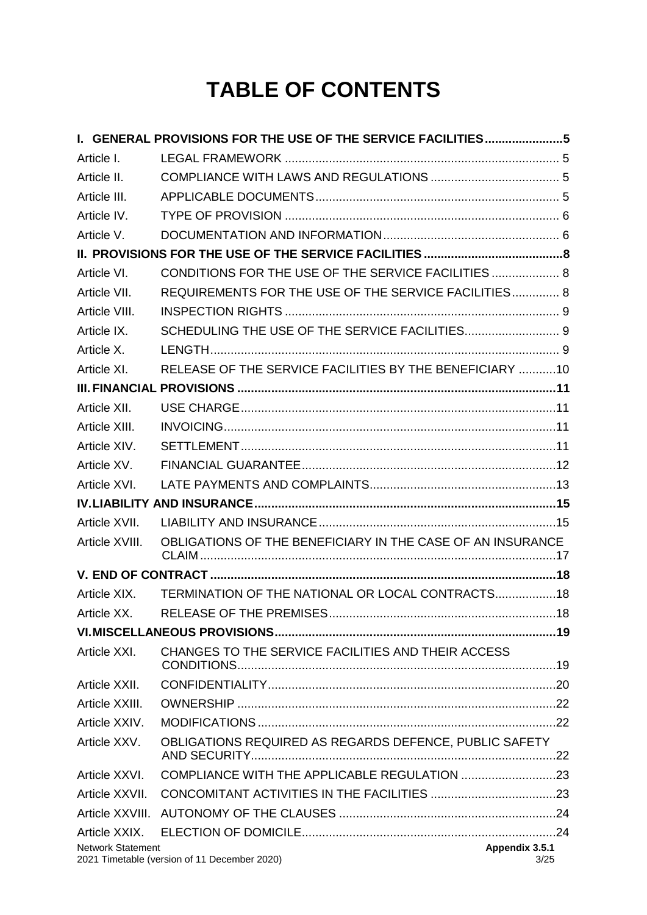# TABLE OF CONTENTS

**I. GENERAL PROVISIONS FOR THE USE OF THE SERVICE FACILITIES** ....................... **5**

Article I. LEGAL FRAMEWORK ................................................................................ 5

Article II. COMPLIANCE WITH LAWS AND REGULATIONS ...................................... 5

Article III. APPLICABLE DOCUMENTS ........................................................................ 5

Article IV. TYPE OF PROVISION ................................................................................ 6

Article V. DOCUMENTATION AND INFORMATION .................................................... 6

**II. PROVISIONS FOR THE USE OF THE SERVICE FACILITIES** ......................................... **8**

Article VI. CONDITIONS FOR THE USE OF THE SERVICE FACILITIES .................... 8

Article VII. REQUIREMENTS FOR THE USE OF THE SERVICE FACILITIES .............. 8

Article VIII. INSPECTION RIGHTS ................................................................................ 9

Article IX. SCHEDULING THE USE OF THE SERVICE FACILITIES ............................ 9

Article X. LENGTH ....................................................................................................... 9

Article XI. RELEASE OF THE SERVICE FACILITIES BY THE BENEFICIARY ...........10

**III. FINANCIAL PROVISIONS** .............................................................................................**11**

Article XII. USE CHARGE .............................................................................................11

Article XIII. INVOICING .................................................................................................11

Article XIV. SETTLEMENT .............................................................................................11

Article XV. FINANCIAL GUARANTEE ...........................................................................12

Article XVI. LATE PAYMENTS AND COMPLAINTS .......................................................13

**IV. LIABILITY AND INSURANCE** ........................................................................................**15**

Article XVII. LIABILITY AND INSURANCE ......................................................................15

Article XVIII. OBLIGATIONS OF THE BENEFICIARY IN THE CASE OF AN INSURANCE CLAIM .........................................................................................................17

**V. END OF CONTRACT** .....................................................................................................**18**

Article XIX. TERMINATION OF THE NATIONAL OR LOCAL CONTRACTS ..................18

Article XX. RELEASE OF THE PREMISES ...................................................................18

**VI. MISCELLANEOUS PROVISIONS** ..................................................................................**19**

Article XXI. CHANGES TO THE SERVICE FACILITIES AND THEIR ACCESS CONDITIONS ..............................................................................................19

Article XXII. CONFIDENTIALITY .....................................................................................20

Article XXIII. OWNERSHIP ..............................................................................................22

Article XXIV. MODIFICATIONS ........................................................................................22

Article XXV. OBLIGATIONS REQUIRED AS REGARDS DEFENCE, PUBLIC SAFETY AND SECURITY ..........................................................................................22

Article XXVI. COMPLIANCE WITH THE APPLICABLE REGULATION ............................23

Article XXVII. CONCOMITANT ACTIVITIES IN THE FACILITIES .....................................23

Article XXVIII. AUTONOMY OF THE CLAUSES ................................................................24

Article XXIX. ELECTION OF DOMICILE ...........................................................................24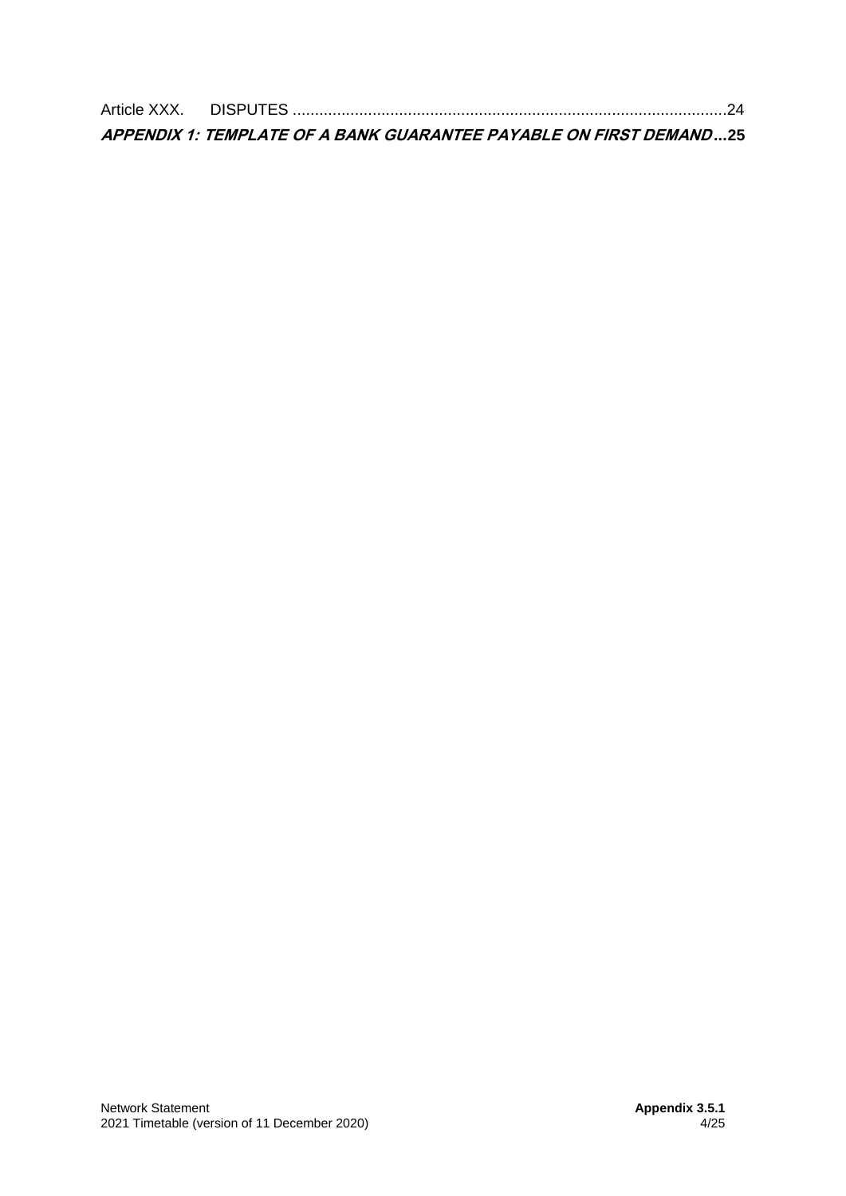Article XXX. DISPUTES ..................................................................................................24

***APPENDIX 1: TEMPLATE OF A BANK GUARANTEE PAYABLE ON FIRST DEMAND*...25**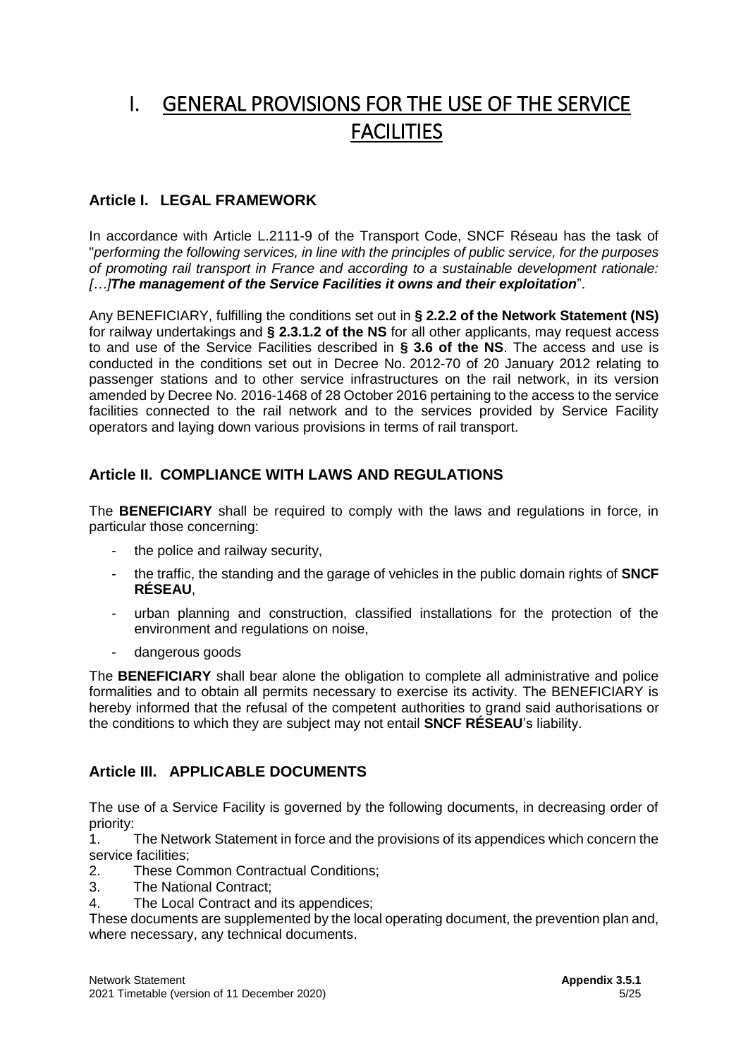# I. GENERAL PROVISIONS FOR THE USE OF THE SERVICE FACILITIES

## Article I. LEGAL FRAMEWORK

In accordance with Article L.2111-9 of the Transport Code, SNCF Réseau has the task of "*performing the following services, in line with the principles of public service, for the purposes of promoting rail transport in France and according to a sustainable development rationale: […]**The management of the Service Facilities it owns and their exploitation***".

Any BENEFICIARY, fulfilling the conditions set out in **§ 2.2.2 of the Network Statement (NS)** for railway undertakings and **§ 2.3.1.2 of the NS** for all other applicants, may request access to and use of the Service Facilities described in **§ 3.6 of the NS**. The access and use is conducted in the conditions set out in Decree No. 2012-70 of 20 January 2012 relating to passenger stations and to other service infrastructures on the rail network, in its version amended by Decree No. 2016-1468 of 28 October 2016 pertaining to the access to the service facilities connected to the rail network and to the services provided by Service Facility operators and laying down various provisions in terms of rail transport.

## Article II. COMPLIANCE WITH LAWS AND REGULATIONS

The **BENEFICIARY** shall be required to comply with the laws and regulations in force, in particular those concerning:

- the police and railway security,
- the traffic, the standing and the garage of vehicles in the public domain rights of **SNCF RÉSEAU**,
- urban planning and construction, classified installations for the protection of the environment and regulations on noise,
- dangerous goods

The **BENEFICIARY** shall bear alone the obligation to complete all administrative and police formalities and to obtain all permits necessary to exercise its activity. The BENEFICIARY is hereby informed that the refusal of the competent authorities to grand said authorisations or the conditions to which they are subject may not entail **SNCF RÉSEAU**'s liability.

## Article III. APPLICABLE DOCUMENTS

The use of a Service Facility is governed by the following documents, in decreasing order of priority:

1. The Network Statement in force and the provisions of its appendices which concern the service facilities;
2. These Common Contractual Conditions;
3. The National Contract;
4. The Local Contract and its appendices;

These documents are supplemented by the local operating document, the prevention plan and, where necessary, any technical documents.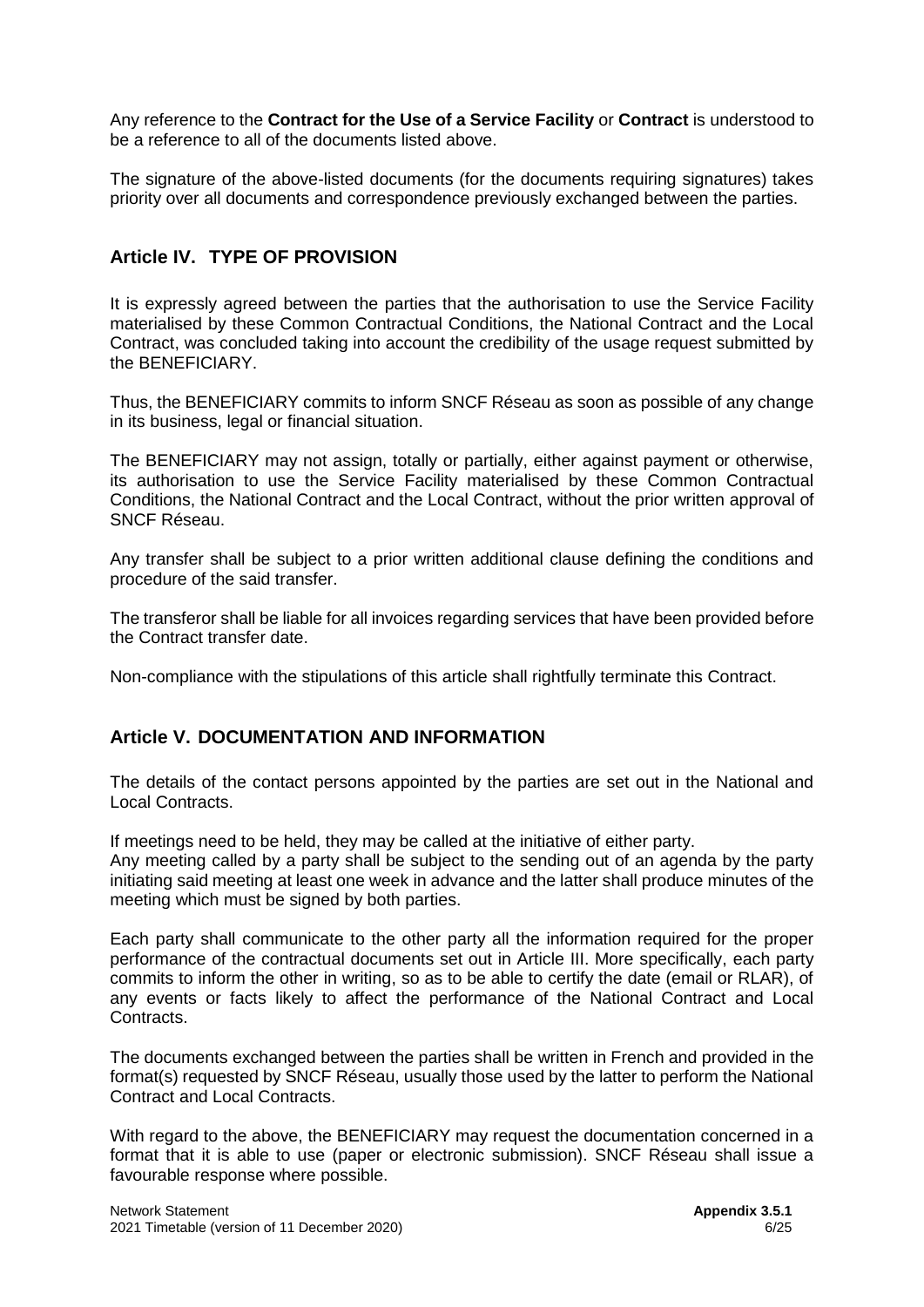Any reference to the **Contract for the Use of a Service Facility** or **Contract** is understood to be a reference to all of the documents listed above.

The signature of the above-listed documents (for the documents requiring signatures) takes priority over all documents and correspondence previously exchanged between the parties.

## Article IV. TYPE OF PROVISION

It is expressly agreed between the parties that the authorisation to use the Service Facility materialised by these Common Contractual Conditions, the National Contract and the Local Contract, was concluded taking into account the credibility of the usage request submitted by the BENEFICIARY.

Thus, the BENEFICIARY commits to inform SNCF Réseau as soon as possible of any change in its business, legal or financial situation.

The BENEFICIARY may not assign, totally or partially, either against payment or otherwise, its authorisation to use the Service Facility materialised by these Common Contractual Conditions, the National Contract and the Local Contract, without the prior written approval of SNCF Réseau.

Any transfer shall be subject to a prior written additional clause defining the conditions and procedure of the said transfer.

The transferor shall be liable for all invoices regarding services that have been provided before the Contract transfer date.

Non-compliance with the stipulations of this article shall rightfully terminate this Contract.

## Article V. DOCUMENTATION AND INFORMATION

The details of the contact persons appointed by the parties are set out in the National and Local Contracts.

If meetings need to be held, they may be called at the initiative of either party.
Any meeting called by a party shall be subject to the sending out of an agenda by the party initiating said meeting at least one week in advance and the latter shall produce minutes of the meeting which must be signed by both parties.

Each party shall communicate to the other party all the information required for the proper performance of the contractual documents set out in Article III. More specifically, each party commits to inform the other in writing, so as to be able to certify the date (email or RLAR), of any events or facts likely to affect the performance of the National Contract and Local Contracts.

The documents exchanged between the parties shall be written in French and provided in the format(s) requested by SNCF Réseau, usually those used by the latter to perform the National Contract and Local Contracts.

With regard to the above, the BENEFICIARY may request the documentation concerned in a format that it is able to use (paper or electronic submission). SNCF Réseau shall issue a favourable response where possible.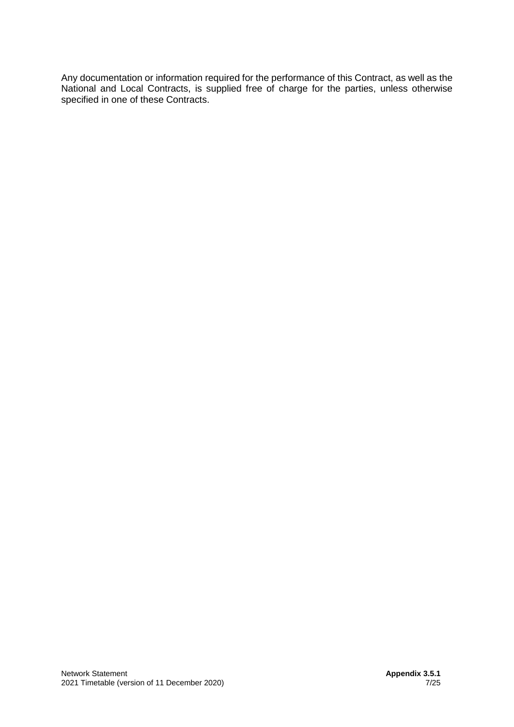Any documentation or information required for the performance of this Contract, as well as the National and Local Contracts, is supplied free of charge for the parties, unless otherwise specified in one of these Contracts.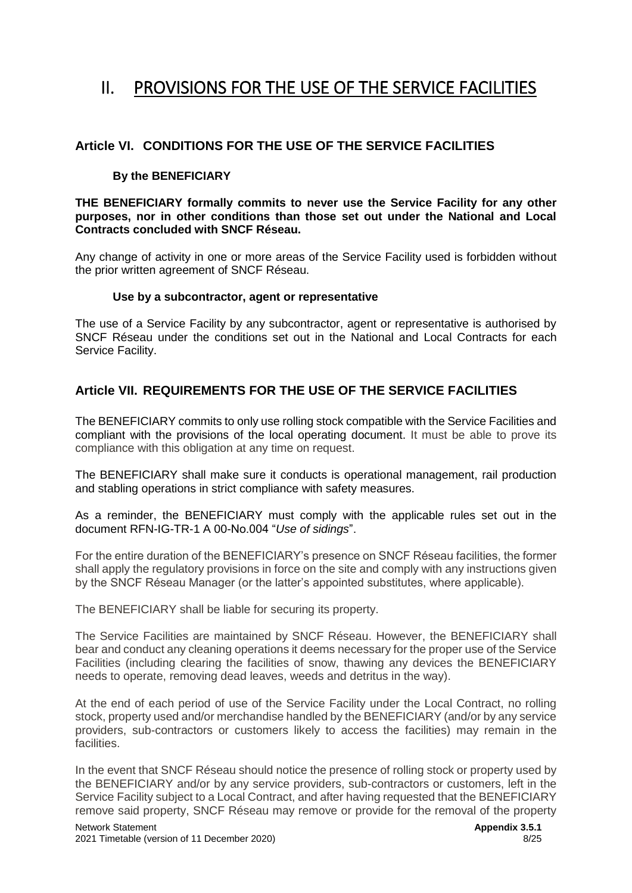# II. PROVISIONS FOR THE USE OF THE SERVICE FACILITIES

## Article VI. CONDITIONS FOR THE USE OF THE SERVICE FACILITIES

### By the BENEFICIARY

**THE BENEFICIARY formally commits to never use the Service Facility for any other purposes, nor in other conditions than those set out under the National and Local Contracts concluded with SNCF Réseau.**

Any change of activity in one or more areas of the Service Facility used is forbidden without the prior written agreement of SNCF Réseau.

### Use by a subcontractor, agent or representative

The use of a Service Facility by any subcontractor, agent or representative is authorised by SNCF Réseau under the conditions set out in the National and Local Contracts for each Service Facility.

## Article VII. REQUIREMENTS FOR THE USE OF THE SERVICE FACILITIES

The BENEFICIARY commits to only use rolling stock compatible with the Service Facilities and compliant with the provisions of the local operating document. It must be able to prove its compliance with this obligation at any time on request.

The BENEFICIARY shall make sure it conducts is operational management, rail production and stabling operations in strict compliance with safety measures.

As a reminder, the BENEFICIARY must comply with the applicable rules set out in the document RFN-IG-TR-1 A 00-No.004 "*Use of sidings*".

For the entire duration of the BENEFICIARY's presence on SNCF Réseau facilities, the former shall apply the regulatory provisions in force on the site and comply with any instructions given by the SNCF Réseau Manager (or the latter's appointed substitutes, where applicable).

The BENEFICIARY shall be liable for securing its property.

The Service Facilities are maintained by SNCF Réseau. However, the BENEFICIARY shall bear and conduct any cleaning operations it deems necessary for the proper use of the Service Facilities (including clearing the facilities of snow, thawing any devices the BENEFICIARY needs to operate, removing dead leaves, weeds and detritus in the way).

At the end of each period of use of the Service Facility under the Local Contract, no rolling stock, property used and/or merchandise handled by the BENEFICIARY (and/or by any service providers, sub-contractors or customers likely to access the facilities) may remain in the facilities.

In the event that SNCF Réseau should notice the presence of rolling stock or property used by the BENEFICIARY and/or by any service providers, sub-contractors or customers, left in the Service Facility subject to a Local Contract, and after having requested that the BENEFICIARY remove said property, SNCF Réseau may remove or provide for the removal of the property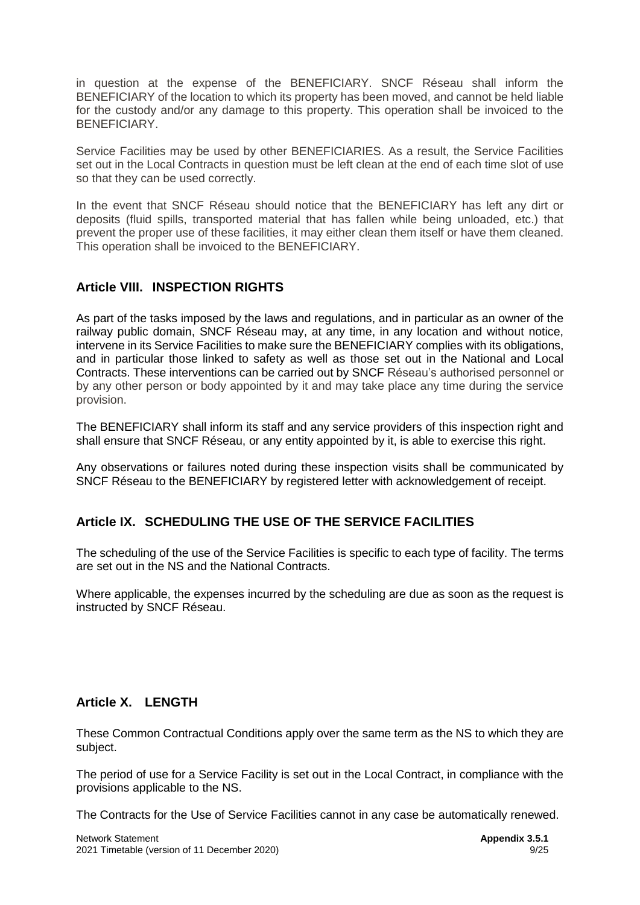in question at the expense of the BENEFICIARY. SNCF Réseau shall inform the BENEFICIARY of the location to which its property has been moved, and cannot be held liable for the custody and/or any damage to this property. This operation shall be invoiced to the BENEFICIARY.

Service Facilities may be used by other BENEFICIARIES. As a result, the Service Facilities set out in the Local Contracts in question must be left clean at the end of each time slot of use so that they can be used correctly.

In the event that SNCF Réseau should notice that the BENEFICIARY has left any dirt or deposits (fluid spills, transported material that has fallen while being unloaded, etc.) that prevent the proper use of these facilities, it may either clean them itself or have them cleaned. This operation shall be invoiced to the BENEFICIARY.

## Article VIII. INSPECTION RIGHTS

As part of the tasks imposed by the laws and regulations, and in particular as an owner of the railway public domain, SNCF Réseau may, at any time, in any location and without notice, intervene in its Service Facilities to make sure the BENEFICIARY complies with its obligations, and in particular those linked to safety as well as those set out in the National and Local Contracts. These interventions can be carried out by SNCF Réseau's authorised personnel or by any other person or body appointed by it and may take place any time during the service provision.

The BENEFICIARY shall inform its staff and any service providers of this inspection right and shall ensure that SNCF Réseau, or any entity appointed by it, is able to exercise this right.

Any observations or failures noted during these inspection visits shall be communicated by SNCF Réseau to the BENEFICIARY by registered letter with acknowledgement of receipt.

## Article IX. SCHEDULING THE USE OF THE SERVICE FACILITIES

The scheduling of the use of the Service Facilities is specific to each type of facility. The terms are set out in the NS and the National Contracts.

Where applicable, the expenses incurred by the scheduling are due as soon as the request is instructed by SNCF Réseau.

## Article X. LENGTH

These Common Contractual Conditions apply over the same term as the NS to which they are subject.

The period of use for a Service Facility is set out in the Local Contract, in compliance with the provisions applicable to the NS.

The Contracts for the Use of Service Facilities cannot in any case be automatically renewed.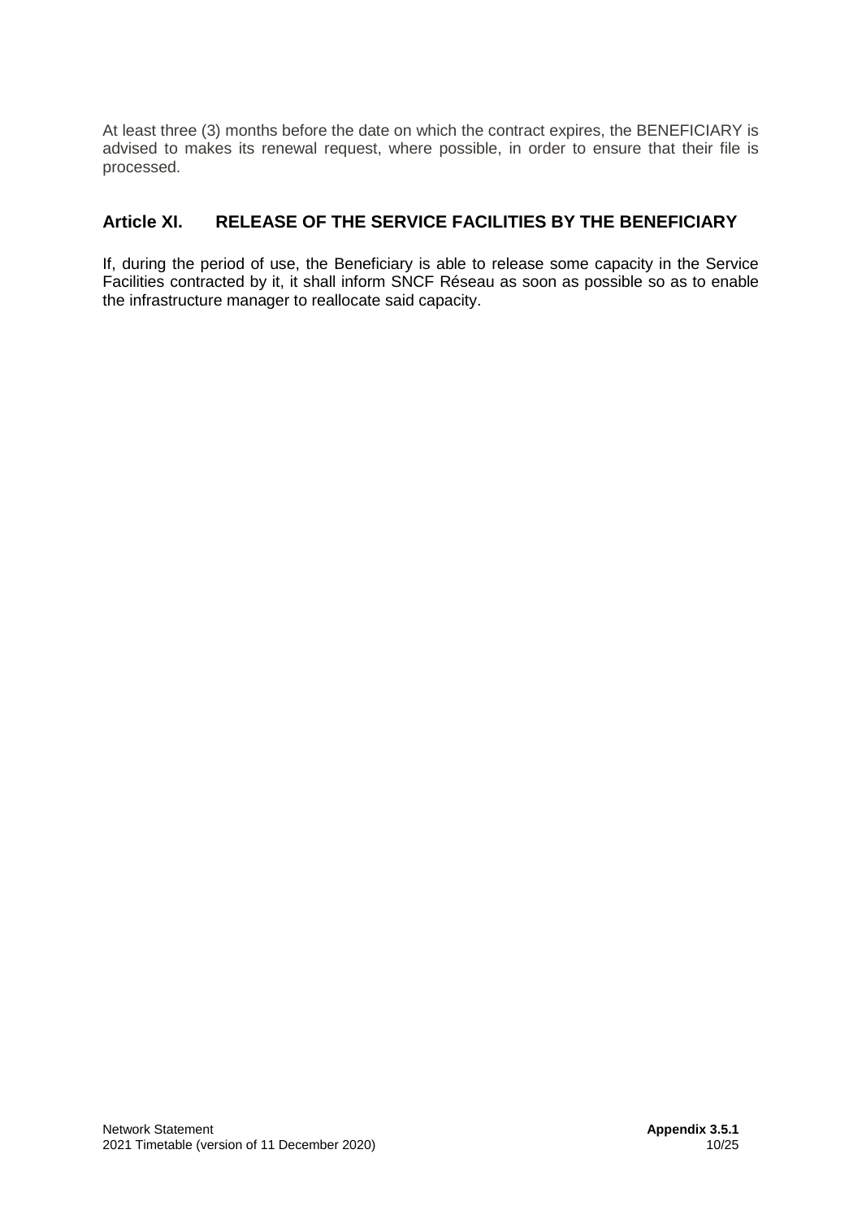At least three (3) months before the date on which the contract expires, the BENEFICIARY is advised to makes its renewal request, where possible, in order to ensure that their file is processed.

## Article XI. RELEASE OF THE SERVICE FACILITIES BY THE BENEFICIARY

If, during the period of use, the Beneficiary is able to release some capacity in the Service Facilities contracted by it, it shall inform SNCF Réseau as soon as possible so as to enable the infrastructure manager to reallocate said capacity.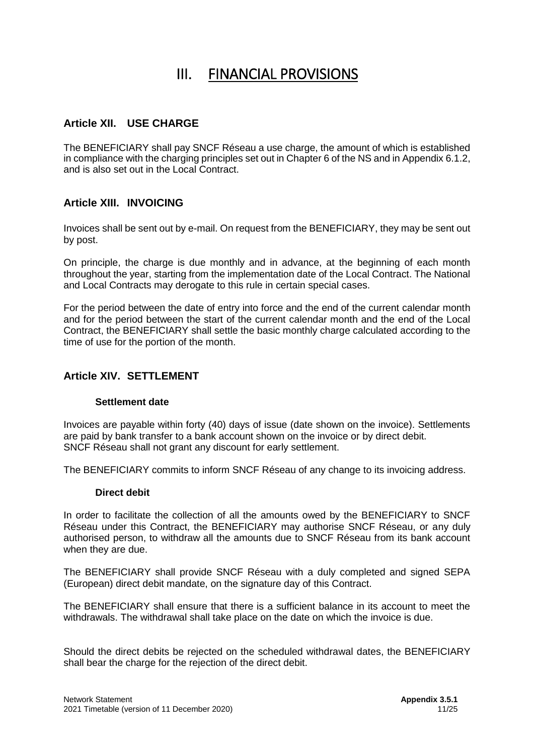# III. FINANCIAL PROVISIONS

## Article XII. USE CHARGE

The BENEFICIARY shall pay SNCF Réseau a use charge, the amount of which is established in compliance with the charging principles set out in Chapter 6 of the NS and in Appendix 6.1.2, and is also set out in the Local Contract.

## Article XIII. INVOICING

Invoices shall be sent out by e-mail. On request from the BENEFICIARY, they may be sent out by post.

On principle, the charge is due monthly and in advance, at the beginning of each month throughout the year, starting from the implementation date of the Local Contract. The National and Local Contracts may derogate to this rule in certain special cases.

For the period between the date of entry into force and the end of the current calendar month and for the period between the start of the current calendar month and the end of the Local Contract, the BENEFICIARY shall settle the basic monthly charge calculated according to the time of use for the portion of the month.

## Article XIV. SETTLEMENT

### Settlement date

Invoices are payable within forty (40) days of issue (date shown on the invoice). Settlements are paid by bank transfer to a bank account shown on the invoice or by direct debit.
SNCF Réseau shall not grant any discount for early settlement.

The BENEFICIARY commits to inform SNCF Réseau of any change to its invoicing address.

### Direct debit

In order to facilitate the collection of all the amounts owed by the BENEFICIARY to SNCF Réseau under this Contract, the BENEFICIARY may authorise SNCF Réseau, or any duly authorised person, to withdraw all the amounts due to SNCF Réseau from its bank account when they are due.

The BENEFICIARY shall provide SNCF Réseau with a duly completed and signed SEPA (European) direct debit mandate, on the signature day of this Contract.

The BENEFICIARY shall ensure that there is a sufficient balance in its account to meet the withdrawals. The withdrawal shall take place on the date on which the invoice is due.

Should the direct debits be rejected on the scheduled withdrawal dates, the BENEFICIARY shall bear the charge for the rejection of the direct debit.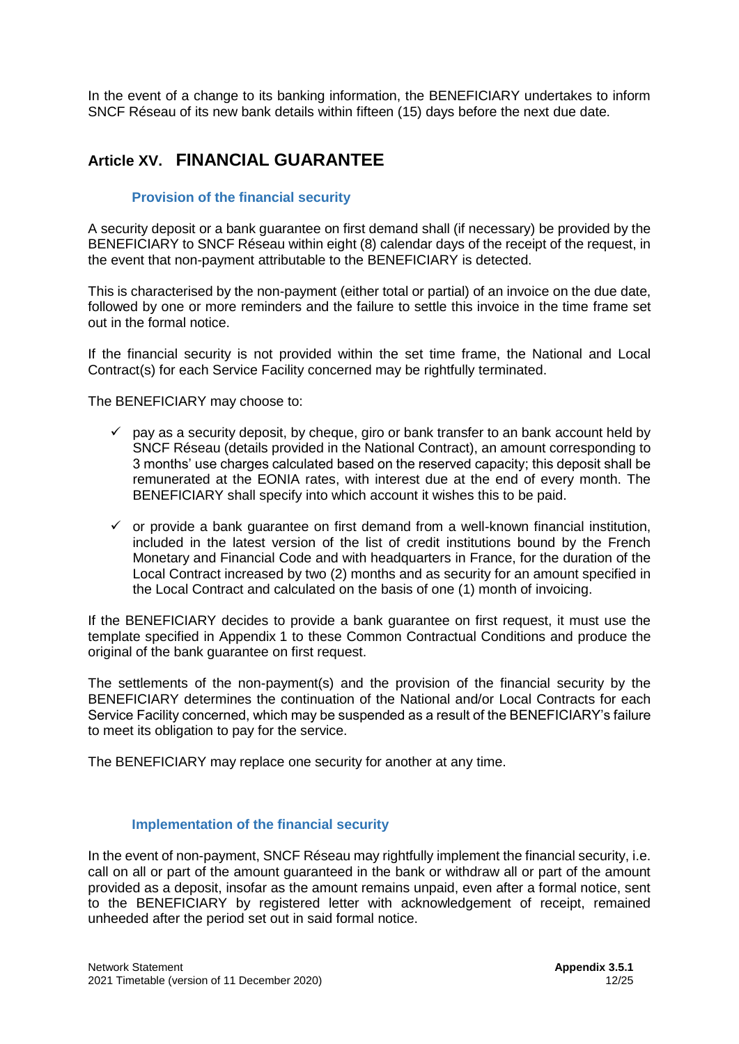In the event of a change to its banking information, the BENEFICIARY undertakes to inform SNCF Réseau of its new bank details within fifteen (15) days before the next due date.

## Article XV. FINANCIAL GUARANTEE

### Provision of the financial security

A security deposit or a bank guarantee on first demand shall (if necessary) be provided by the BENEFICIARY to SNCF Réseau within eight (8) calendar days of the receipt of the request, in the event that non-payment attributable to the BENEFICIARY is detected.

This is characterised by the non-payment (either total or partial) of an invoice on the due date, followed by one or more reminders and the failure to settle this invoice in the time frame set out in the formal notice.

If the financial security is not provided within the set time frame, the National and Local Contract(s) for each Service Facility concerned may be rightfully terminated.

The BENEFICIARY may choose to:

- ✓ pay as a security deposit, by cheque, giro or bank transfer to an bank account held by SNCF Réseau (details provided in the National Contract), an amount corresponding to 3 months' use charges calculated based on the reserved capacity; this deposit shall be remunerated at the EONIA rates, with interest due at the end of every month. The BENEFICIARY shall specify into which account it wishes this to be paid.
- ✓ or provide a bank guarantee on first demand from a well-known financial institution, included in the latest version of the list of credit institutions bound by the French Monetary and Financial Code and with headquarters in France, for the duration of the Local Contract increased by two (2) months and as security for an amount specified in the Local Contract and calculated on the basis of one (1) month of invoicing.

If the BENEFICIARY decides to provide a bank guarantee on first request, it must use the template specified in Appendix 1 to these Common Contractual Conditions and produce the original of the bank guarantee on first request.

The settlements of the non-payment(s) and the provision of the financial security by the BENEFICIARY determines the continuation of the National and/or Local Contracts for each Service Facility concerned, which may be suspended as a result of the BENEFICIARY's failure to meet its obligation to pay for the service.

The BENEFICIARY may replace one security for another at any time.

### Implementation of the financial security

In the event of non-payment, SNCF Réseau may rightfully implement the financial security, i.e. call on all or part of the amount guaranteed in the bank or withdraw all or part of the amount provided as a deposit, insofar as the amount remains unpaid, even after a formal notice, sent to the BENEFICIARY by registered letter with acknowledgement of receipt, remained unheeded after the period set out in said formal notice.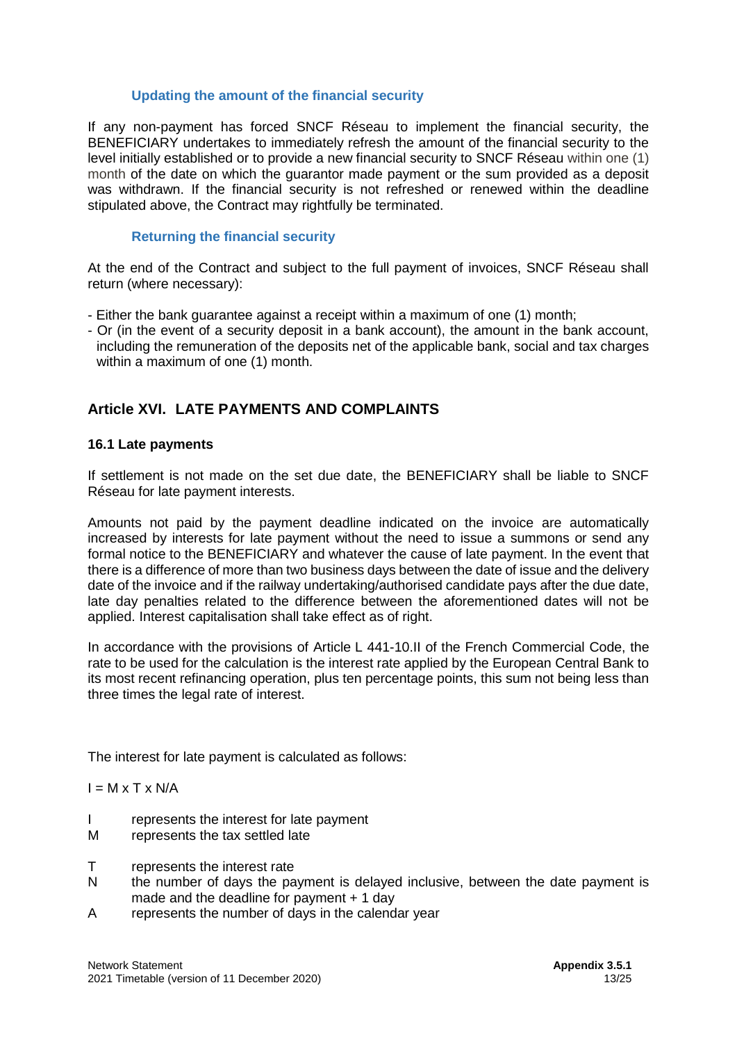### Updating the amount of the financial security

If any non-payment has forced SNCF Réseau to implement the financial security, the BENEFICIARY undertakes to immediately refresh the amount of the financial security to the level initially established or to provide a new financial security to SNCF Réseau within one (1) month of the date on which the guarantor made payment or the sum provided as a deposit was withdrawn. If the financial security is not refreshed or renewed within the deadline stipulated above, the Contract may rightfully be terminated.

### Returning the financial security

At the end of the Contract and subject to the full payment of invoices, SNCF Réseau shall return (where necessary):

- Either the bank guarantee against a receipt within a maximum of one (1) month;
- Or (in the event of a security deposit in a bank account), the amount in the bank account, including the remuneration of the deposits net of the applicable bank, social and tax charges within a maximum of one (1) month.

## Article XVI. LATE PAYMENTS AND COMPLAINTS

### 16.1 Late payments

If settlement is not made on the set due date, the BENEFICIARY shall be liable to SNCF Réseau for late payment interests.

Amounts not paid by the payment deadline indicated on the invoice are automatically increased by interests for late payment without the need to issue a summons or send any formal notice to the BENEFICIARY and whatever the cause of late payment. In the event that there is a difference of more than two business days between the date of issue and the delivery date of the invoice and if the railway undertaking/authorised candidate pays after the due date, late day penalties related to the difference between the aforementioned dates will not be applied. Interest capitalisation shall take effect as of right.

In accordance with the provisions of Article L 441-10.II of the French Commercial Code, the rate to be used for the calculation is the interest rate applied by the European Central Bank to its most recent refinancing operation, plus ten percentage points, this sum not being less than three times the legal rate of interest.

The interest for late payment is calculated as follows:

$I = M \times T \times N/A$

- I represents the interest for late payment
- M represents the tax settled late
- T represents the interest rate
- N the number of days the payment is delayed inclusive, between the date payment is made and the deadline for payment + 1 day
- A represents the number of days in the calendar year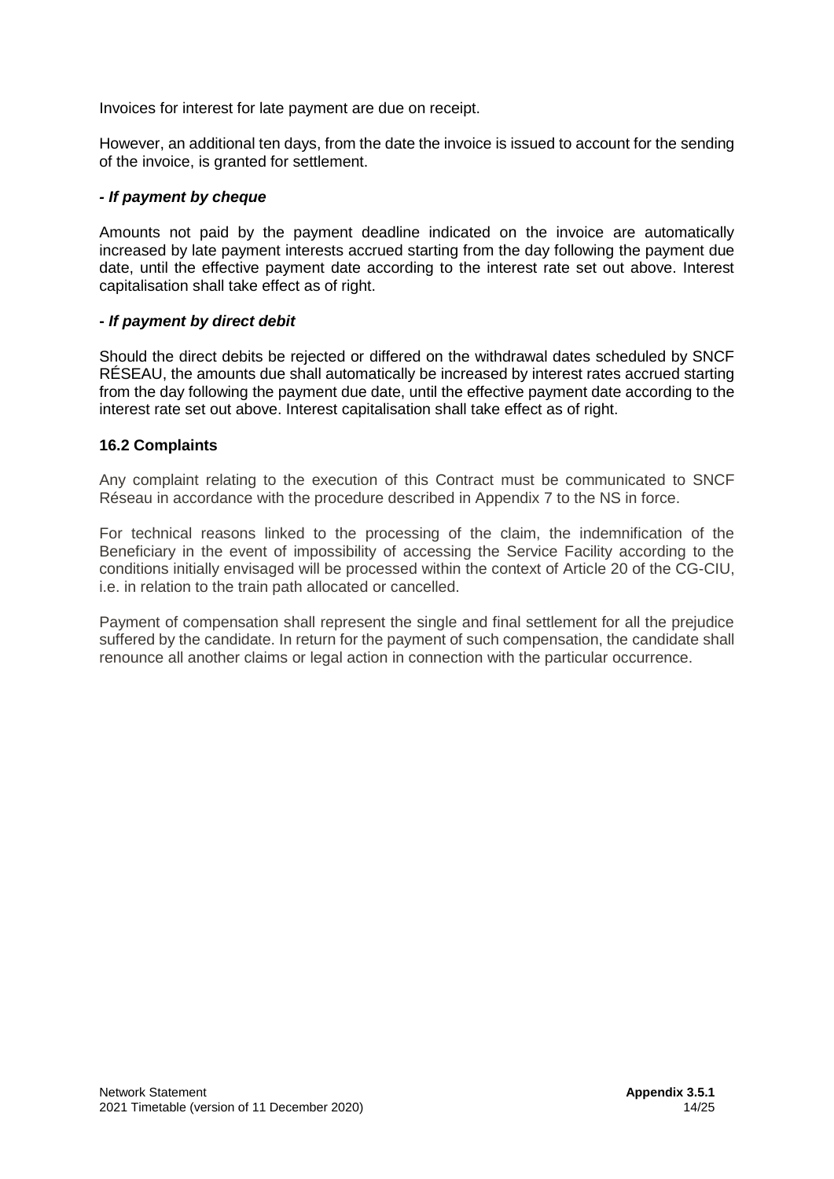Invoices for interest for late payment are due on receipt.

However, an additional ten days, from the date the invoice is issued to account for the sending of the invoice, is granted for settlement.

***- If payment by cheque***

Amounts not paid by the payment deadline indicated on the invoice are automatically increased by late payment interests accrued starting from the day following the payment due date, until the effective payment date according to the interest rate set out above. Interest capitalisation shall take effect as of right.

***- If payment by direct debit***

Should the direct debits be rejected or differed on the withdrawal dates scheduled by SNCF RÉSEAU, the amounts due shall automatically be increased by interest rates accrued starting from the day following the payment due date, until the effective payment date according to the interest rate set out above. Interest capitalisation shall take effect as of right.

### 16.2 Complaints

Any complaint relating to the execution of this Contract must be communicated to SNCF Réseau in accordance with the procedure described in Appendix 7 to the NS in force.

For technical reasons linked to the processing of the claim, the indemnification of the Beneficiary in the event of impossibility of accessing the Service Facility according to the conditions initially envisaged will be processed within the context of Article 20 of the CG-CIU, i.e. in relation to the train path allocated or cancelled.

Payment of compensation shall represent the single and final settlement for all the prejudice suffered by the candidate. In return for the payment of such compensation, the candidate shall renounce all another claims or legal action in connection with the particular occurrence.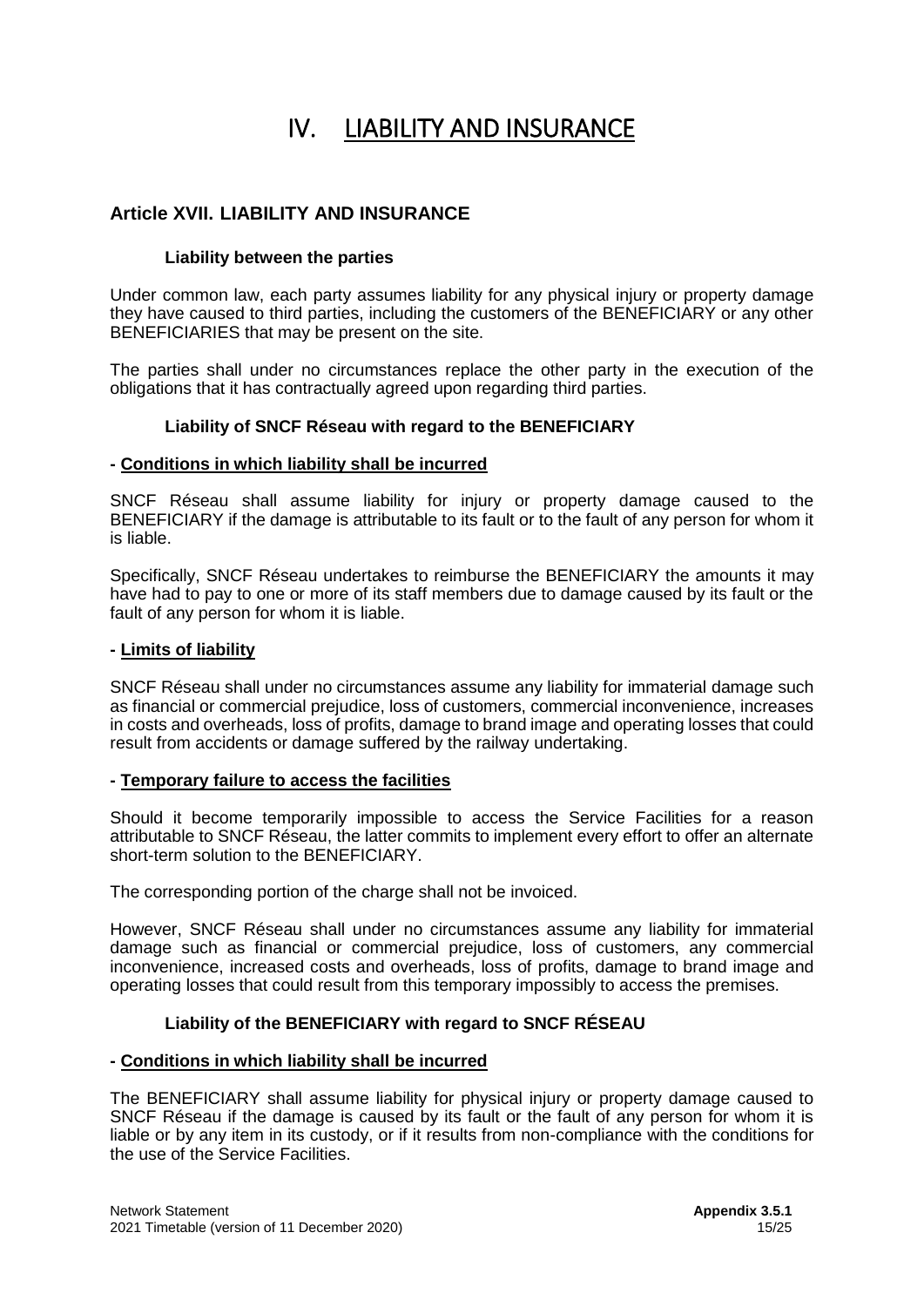# IV. LIABILITY AND INSURANCE

## Article XVII. LIABILITY AND INSURANCE

### Liability between the parties

Under common law, each party assumes liability for any physical injury or property damage they have caused to third parties, including the customers of the BENEFICIARY or any other BENEFICIARIES that may be present on the site.

The parties shall under no circumstances replace the other party in the execution of the obligations that it has contractually agreed upon regarding third parties.

### Liability of SNCF Réseau with regard to the BENEFICIARY

**- Conditions in which liability shall be incurred**

SNCF Réseau shall assume liability for injury or property damage caused to the BENEFICIARY if the damage is attributable to its fault or to the fault of any person for whom it is liable.

Specifically, SNCF Réseau undertakes to reimburse the BENEFICIARY the amounts it may have had to pay to one or more of its staff members due to damage caused by its fault or the fault of any person for whom it is liable.

**- Limits of liability**

SNCF Réseau shall under no circumstances assume any liability for immaterial damage such as financial or commercial prejudice, loss of customers, commercial inconvenience, increases in costs and overheads, loss of profits, damage to brand image and operating losses that could result from accidents or damage suffered by the railway undertaking.

**- Temporary failure to access the facilities**

Should it become temporarily impossible to access the Service Facilities for a reason attributable to SNCF Réseau, the latter commits to implement every effort to offer an alternate short-term solution to the BENEFICIARY.

The corresponding portion of the charge shall not be invoiced.

However, SNCF Réseau shall under no circumstances assume any liability for immaterial damage such as financial or commercial prejudice, loss of customers, any commercial inconvenience, increased costs and overheads, loss of profits, damage to brand image and operating losses that could result from this temporary impossibly to access the premises.

### Liability of the BENEFICIARY with regard to SNCF RÉSEAU

**- Conditions in which liability shall be incurred**

The BENEFICIARY shall assume liability for physical injury or property damage caused to SNCF Réseau if the damage is caused by its fault or the fault of any person for whom it is liable or by any item in its custody, or if it results from non-compliance with the conditions for the use of the Service Facilities.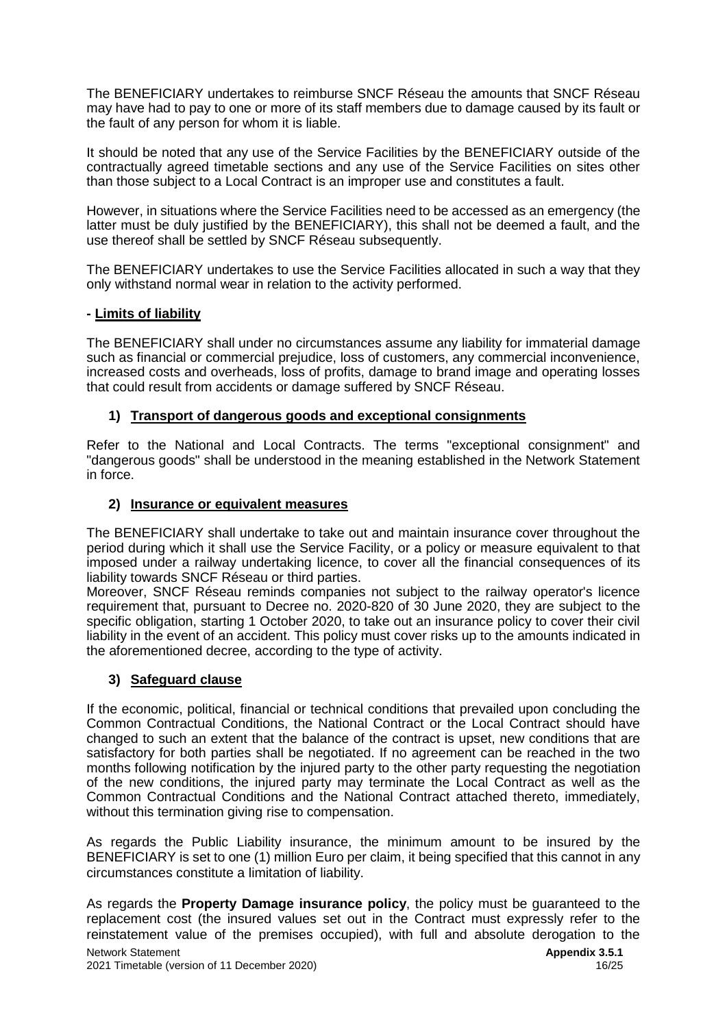The BENEFICIARY undertakes to reimburse SNCF Réseau the amounts that SNCF Réseau may have had to pay to one or more of its staff members due to damage caused by its fault or the fault of any person for whom it is liable.

It should be noted that any use of the Service Facilities by the BENEFICIARY outside of the contractually agreed timetable sections and any use of the Service Facilities on sites other than those subject to a Local Contract is an improper use and constitutes a fault.

However, in situations where the Service Facilities need to be accessed as an emergency (the latter must be duly justified by the BENEFICIARY), this shall not be deemed a fault, and the use thereof shall be settled by SNCF Réseau subsequently.

The BENEFICIARY undertakes to use the Service Facilities allocated in such a way that they only withstand normal wear in relation to the activity performed.

**- Limits of liability**

The BENEFICIARY shall under no circumstances assume any liability for immaterial damage such as financial or commercial prejudice, loss of customers, any commercial inconvenience, increased costs and overheads, loss of profits, damage to brand image and operating losses that could result from accidents or damage suffered by SNCF Réseau.

### 1) Transport of dangerous goods and exceptional consignments

Refer to the National and Local Contracts. The terms "exceptional consignment" and "dangerous goods" shall be understood in the meaning established in the Network Statement in force.

### 2) Insurance or equivalent measures

The BENEFICIARY shall undertake to take out and maintain insurance cover throughout the period during which it shall use the Service Facility, or a policy or measure equivalent to that imposed under a railway undertaking licence, to cover all the financial consequences of its liability towards SNCF Réseau or third parties.
Moreover, SNCF Réseau reminds companies not subject to the railway operator's licence requirement that, pursuant to Decree no. 2020-820 of 30 June 2020, they are subject to the specific obligation, starting 1 October 2020, to take out an insurance policy to cover their civil liability in the event of an accident. This policy must cover risks up to the amounts indicated in the aforementioned decree, according to the type of activity.

### 3) Safeguard clause

If the economic, political, financial or technical conditions that prevailed upon concluding the Common Contractual Conditions, the National Contract or the Local Contract should have changed to such an extent that the balance of the contract is upset, new conditions that are satisfactory for both parties shall be negotiated. If no agreement can be reached in the two months following notification by the injured party to the other party requesting the negotiation of the new conditions, the injured party may terminate the Local Contract as well as the Common Contractual Conditions and the National Contract attached thereto, immediately, without this termination giving rise to compensation.

As regards the Public Liability insurance, the minimum amount to be insured by the BENEFICIARY is set to one (1) million Euro per claim, it being specified that this cannot in any circumstances constitute a limitation of liability.

As regards the **Property Damage insurance policy**, the policy must be guaranteed to the replacement cost (the insured values set out in the Contract must expressly refer to the reinstatement value of the premises occupied), with full and absolute derogation to the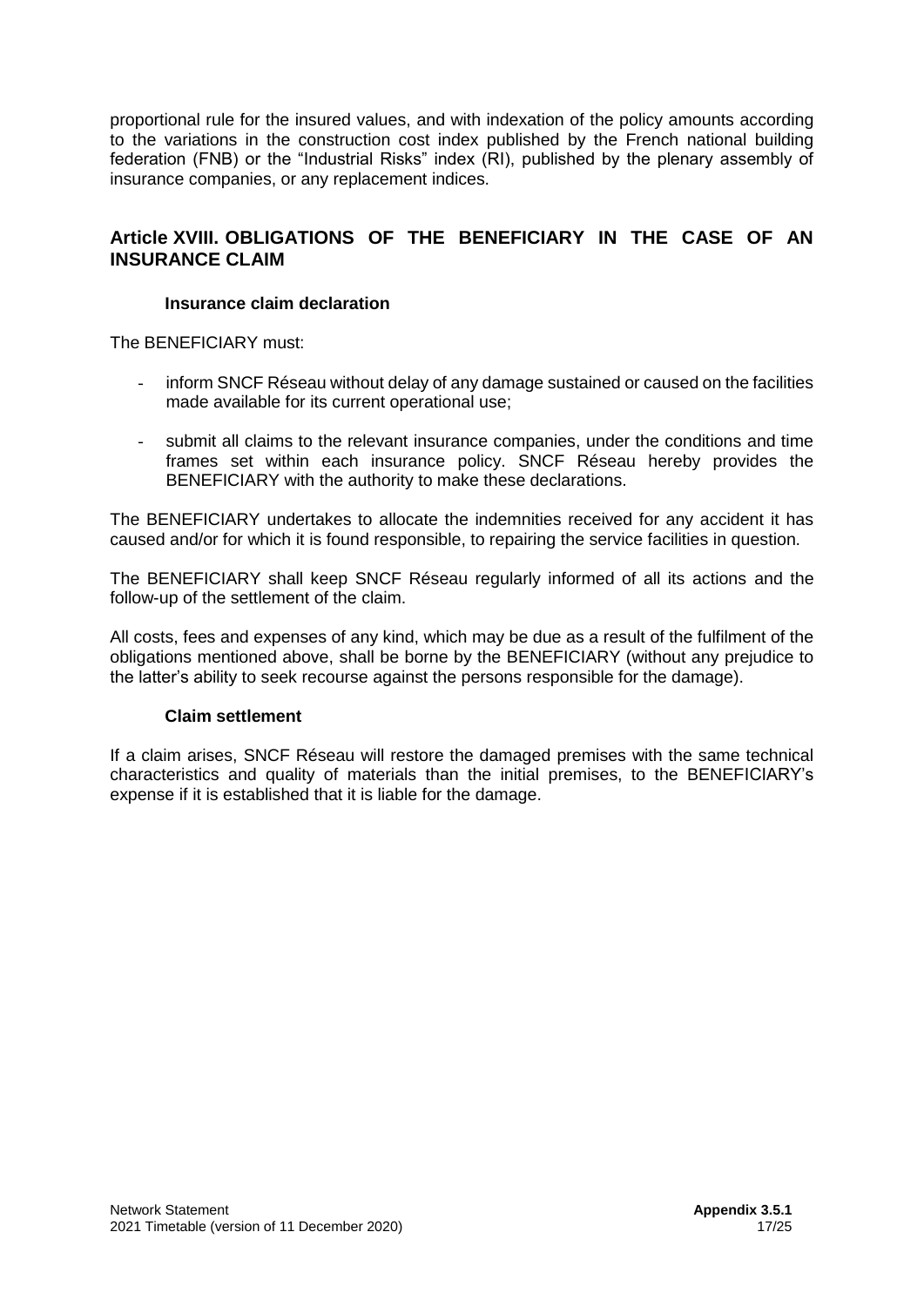proportional rule for the insured values, and with indexation of the policy amounts according to the variations in the construction cost index published by the French national building federation (FNB) or the "Industrial Risks" index (RI), published by the plenary assembly of insurance companies, or any replacement indices.

## Article XVIII. OBLIGATIONS OF THE BENEFICIARY IN THE CASE OF AN INSURANCE CLAIM

### Insurance claim declaration

The BENEFICIARY must:

- inform SNCF Réseau without delay of any damage sustained or caused on the facilities made available for its current operational use;
- submit all claims to the relevant insurance companies, under the conditions and time frames set within each insurance policy. SNCF Réseau hereby provides the BENEFICIARY with the authority to make these declarations.

The BENEFICIARY undertakes to allocate the indemnities received for any accident it has caused and/or for which it is found responsible, to repairing the service facilities in question.

The BENEFICIARY shall keep SNCF Réseau regularly informed of all its actions and the follow-up of the settlement of the claim.

All costs, fees and expenses of any kind, which may be due as a result of the fulfilment of the obligations mentioned above, shall be borne by the BENEFICIARY (without any prejudice to the latter's ability to seek recourse against the persons responsible for the damage).

### Claim settlement

If a claim arises, SNCF Réseau will restore the damaged premises with the same technical characteristics and quality of materials than the initial premises, to the BENEFICIARY's expense if it is established that it is liable for the damage.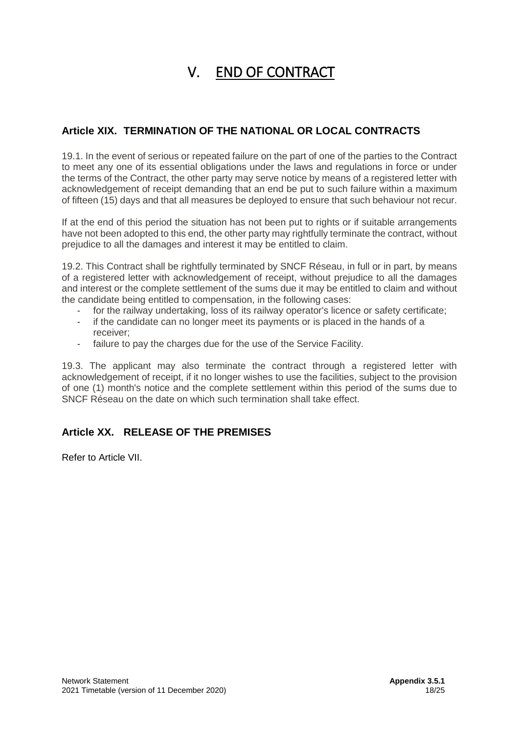# V. END OF CONTRACT

## Article XIX. TERMINATION OF THE NATIONAL OR LOCAL CONTRACTS

19.1. In the event of serious or repeated failure on the part of one of the parties to the Contract to meet any one of its essential obligations under the laws and regulations in force or under the terms of the Contract, the other party may serve notice by means of a registered letter with acknowledgement of receipt demanding that an end be put to such failure within a maximum of fifteen (15) days and that all measures be deployed to ensure that such behaviour not recur.

If at the end of this period the situation has not been put to rights or if suitable arrangements have not been adopted to this end, the other party may rightfully terminate the contract, without prejudice to all the damages and interest it may be entitled to claim.

19.2. This Contract shall be rightfully terminated by SNCF Réseau, in full or in part, by means of a registered letter with acknowledgement of receipt, without prejudice to all the damages and interest or the complete settlement of the sums due it may be entitled to claim and without the candidate being entitled to compensation, in the following cases:

- for the railway undertaking, loss of its railway operator's licence or safety certificate;
- if the candidate can no longer meet its payments or is placed in the hands of a receiver;
- failure to pay the charges due for the use of the Service Facility.

19.3. The applicant may also terminate the contract through a registered letter with acknowledgement of receipt, if it no longer wishes to use the facilities, subject to the provision of one (1) month's notice and the complete settlement within this period of the sums due to SNCF Réseau on the date on which such termination shall take effect.

## Article XX. RELEASE OF THE PREMISES

Refer to Article VII.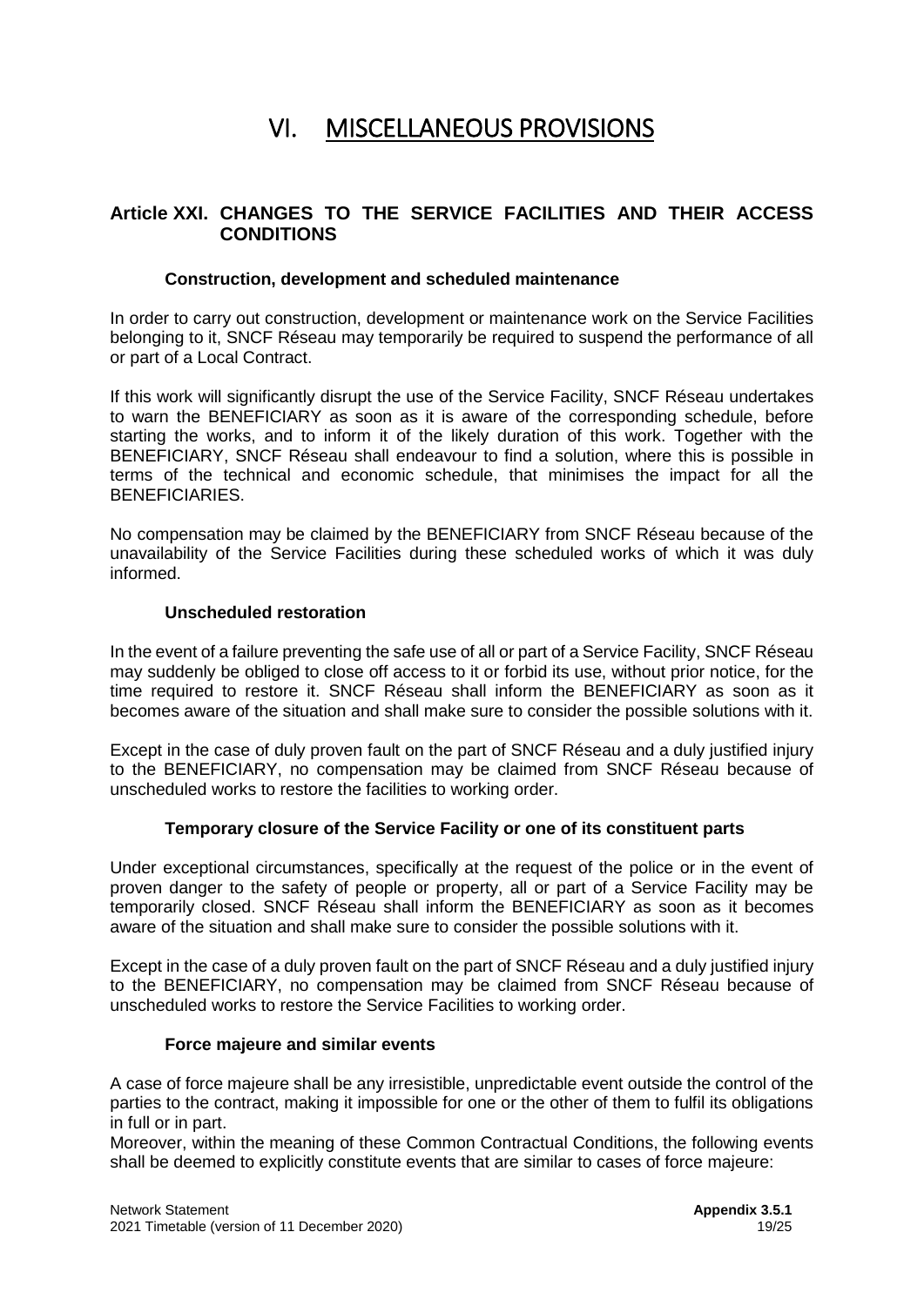# VI. MISCELLANEOUS PROVISIONS

## Article XXI. CHANGES TO THE SERVICE FACILITIES AND THEIR ACCESS CONDITIONS

### Construction, development and scheduled maintenance

In order to carry out construction, development or maintenance work on the Service Facilities belonging to it, SNCF Réseau may temporarily be required to suspend the performance of all or part of a Local Contract.

If this work will significantly disrupt the use of the Service Facility, SNCF Réseau undertakes to warn the BENEFICIARY as soon as it is aware of the corresponding schedule, before starting the works, and to inform it of the likely duration of this work. Together with the BENEFICIARY, SNCF Réseau shall endeavour to find a solution, where this is possible in terms of the technical and economic schedule, that minimises the impact for all the BENEFICIARIES.

No compensation may be claimed by the BENEFICIARY from SNCF Réseau because of the unavailability of the Service Facilities during these scheduled works of which it was duly informed.

### Unscheduled restoration

In the event of a failure preventing the safe use of all or part of a Service Facility, SNCF Réseau may suddenly be obliged to close off access to it or forbid its use, without prior notice, for the time required to restore it. SNCF Réseau shall inform the BENEFICIARY as soon as it becomes aware of the situation and shall make sure to consider the possible solutions with it.

Except in the case of duly proven fault on the part of SNCF Réseau and a duly justified injury to the BENEFICIARY, no compensation may be claimed from SNCF Réseau because of unscheduled works to restore the facilities to working order.

### Temporary closure of the Service Facility or one of its constituent parts

Under exceptional circumstances, specifically at the request of the police or in the event of proven danger to the safety of people or property, all or part of a Service Facility may be temporarily closed. SNCF Réseau shall inform the BENEFICIARY as soon as it becomes aware of the situation and shall make sure to consider the possible solutions with it.

Except in the case of a duly proven fault on the part of SNCF Réseau and a duly justified injury to the BENEFICIARY, no compensation may be claimed from SNCF Réseau because of unscheduled works to restore the Service Facilities to working order.

### Force majeure and similar events

A case of force majeure shall be any irresistible, unpredictable event outside the control of the parties to the contract, making it impossible for one or the other of them to fulfil its obligations in full or in part.

Moreover, within the meaning of these Common Contractual Conditions, the following events shall be deemed to explicitly constitute events that are similar to cases of force majeure: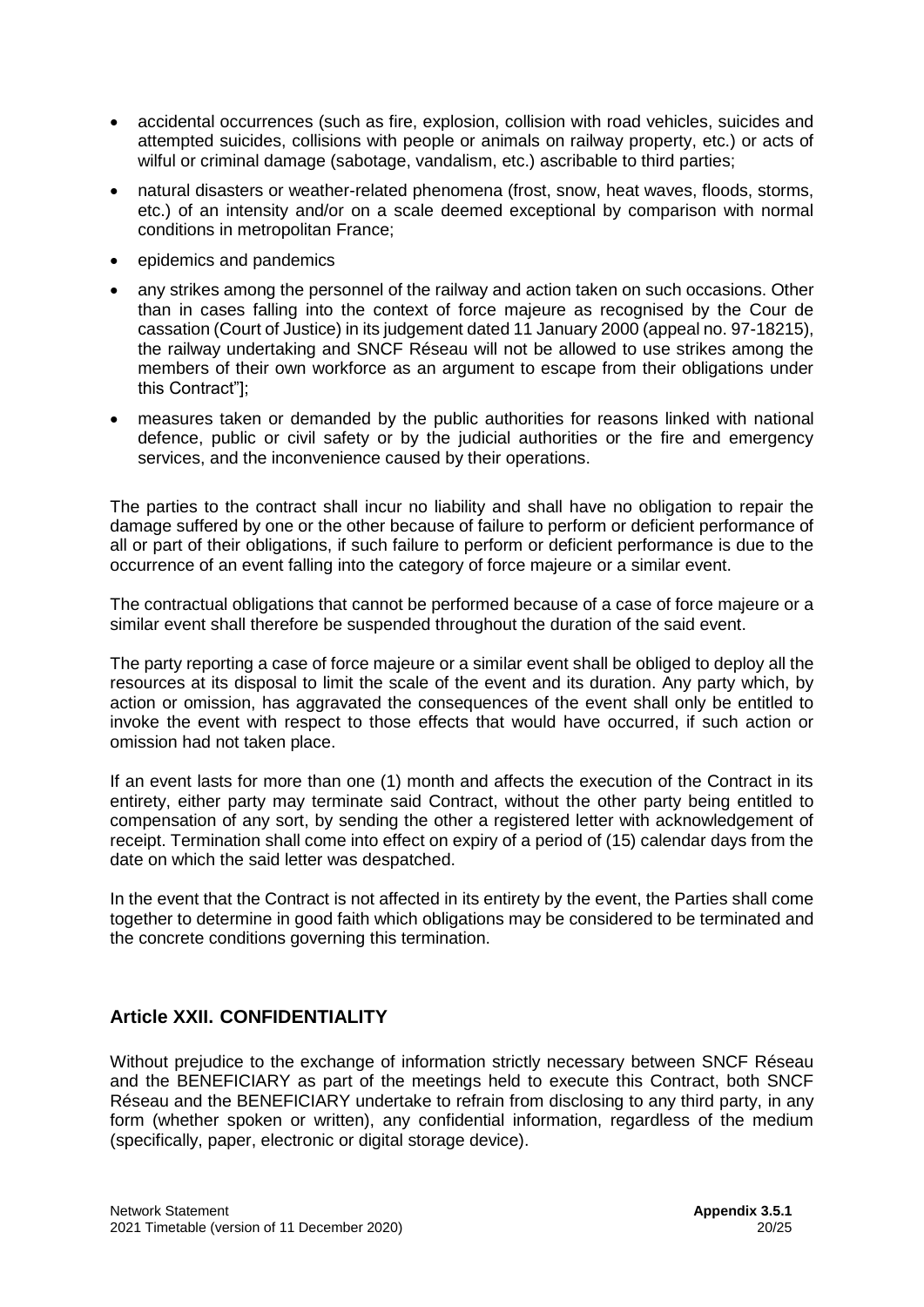- accidental occurrences (such as fire, explosion, collision with road vehicles, suicides and attempted suicides, collisions with people or animals on railway property, etc.) or acts of wilful or criminal damage (sabotage, vandalism, etc.) ascribable to third parties;
- natural disasters or weather-related phenomena (frost, snow, heat waves, floods, storms, etc.) of an intensity and/or on a scale deemed exceptional by comparison with normal conditions in metropolitan France;
- epidemics and pandemics
- any strikes among the personnel of the railway and action taken on such occasions. Other than in cases falling into the context of force majeure as recognised by the Cour de cassation (Court of Justice) in its judgement dated 11 January 2000 (appeal no. 97-18215), the railway undertaking and SNCF Réseau will not be allowed to use strikes among the members of their own workforce as an argument to escape from their obligations under this Contract"];
- measures taken or demanded by the public authorities for reasons linked with national defence, public or civil safety or by the judicial authorities or the fire and emergency services, and the inconvenience caused by their operations.

The parties to the contract shall incur no liability and shall have no obligation to repair the damage suffered by one or the other because of failure to perform or deficient performance of all or part of their obligations, if such failure to perform or deficient performance is due to the occurrence of an event falling into the category of force majeure or a similar event.

The contractual obligations that cannot be performed because of a case of force majeure or a similar event shall therefore be suspended throughout the duration of the said event.

The party reporting a case of force majeure or a similar event shall be obliged to deploy all the resources at its disposal to limit the scale of the event and its duration. Any party which, by action or omission, has aggravated the consequences of the event shall only be entitled to invoke the event with respect to those effects that would have occurred, if such action or omission had not taken place.

If an event lasts for more than one (1) month and affects the execution of the Contract in its entirety, either party may terminate said Contract, without the other party being entitled to compensation of any sort, by sending the other a registered letter with acknowledgement of receipt. Termination shall come into effect on expiry of a period of (15) calendar days from the date on which the said letter was despatched.

In the event that the Contract is not affected in its entirety by the event, the Parties shall come together to determine in good faith which obligations may be considered to be terminated and the concrete conditions governing this termination.

## Article XXII. CONFIDENTIALITY

Without prejudice to the exchange of information strictly necessary between SNCF Réseau and the BENEFICIARY as part of the meetings held to execute this Contract, both SNCF Réseau and the BENEFICIARY undertake to refrain from disclosing to any third party, in any form (whether spoken or written), any confidential information, regardless of the medium (specifically, paper, electronic or digital storage device).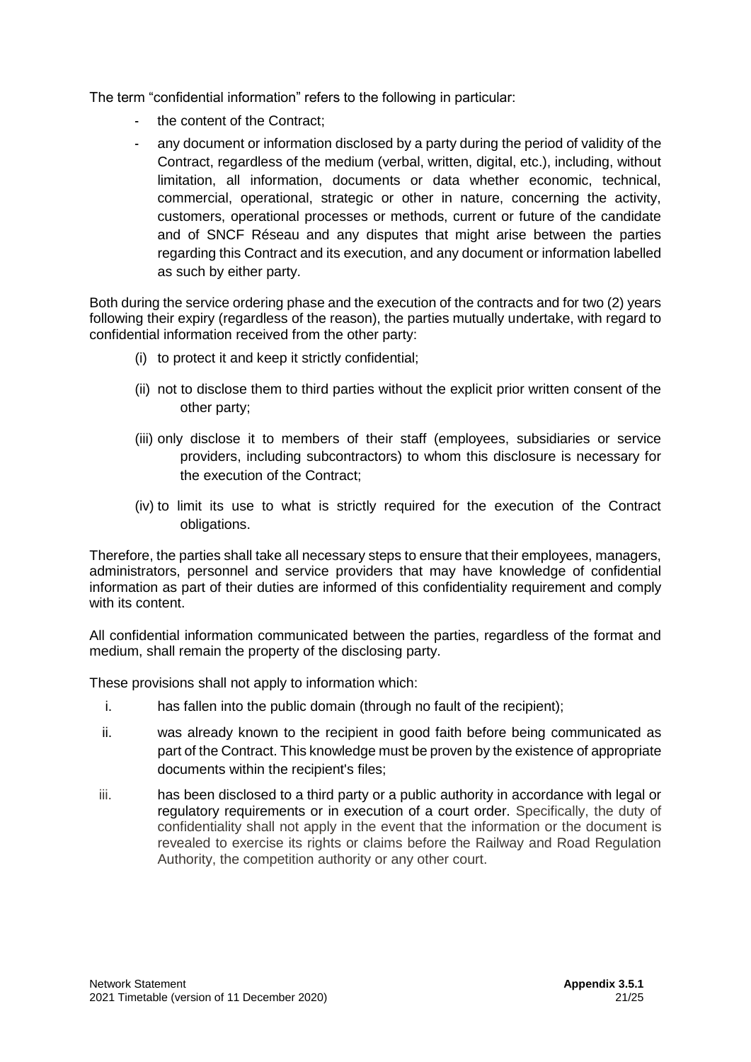The term "confidential information" refers to the following in particular:

- the content of the Contract;
- any document or information disclosed by a party during the period of validity of the Contract, regardless of the medium (verbal, written, digital, etc.), including, without limitation, all information, documents or data whether economic, technical, commercial, operational, strategic or other in nature, concerning the activity, customers, operational processes or methods, current or future of the candidate and of SNCF Réseau and any disputes that might arise between the parties regarding this Contract and its execution, and any document or information labelled as such by either party.

Both during the service ordering phase and the execution of the contracts and for two (2) years following their expiry (regardless of the reason), the parties mutually undertake, with regard to confidential information received from the other party:

(i) to protect it and keep it strictly confidential;

(ii) not to disclose them to third parties without the explicit prior written consent of the other party;

(iii) only disclose it to members of their staff (employees, subsidiaries or service providers, including subcontractors) to whom this disclosure is necessary for the execution of the Contract;

(iv) to limit its use to what is strictly required for the execution of the Contract obligations.

Therefore, the parties shall take all necessary steps to ensure that their employees, managers, administrators, personnel and service providers that may have knowledge of confidential information as part of their duties are informed of this confidentiality requirement and comply with its content.

All confidential information communicated between the parties, regardless of the format and medium, shall remain the property of the disclosing party.

These provisions shall not apply to information which:

i. has fallen into the public domain (through no fault of the recipient);

ii. was already known to the recipient in good faith before being communicated as part of the Contract. This knowledge must be proven by the existence of appropriate documents within the recipient's files;

iii. has been disclosed to a third party or a public authority in accordance with legal or regulatory requirements or in execution of a court order. Specifically, the duty of confidentiality shall not apply in the event that the information or the document is revealed to exercise its rights or claims before the Railway and Road Regulation Authority, the competition authority or any other court.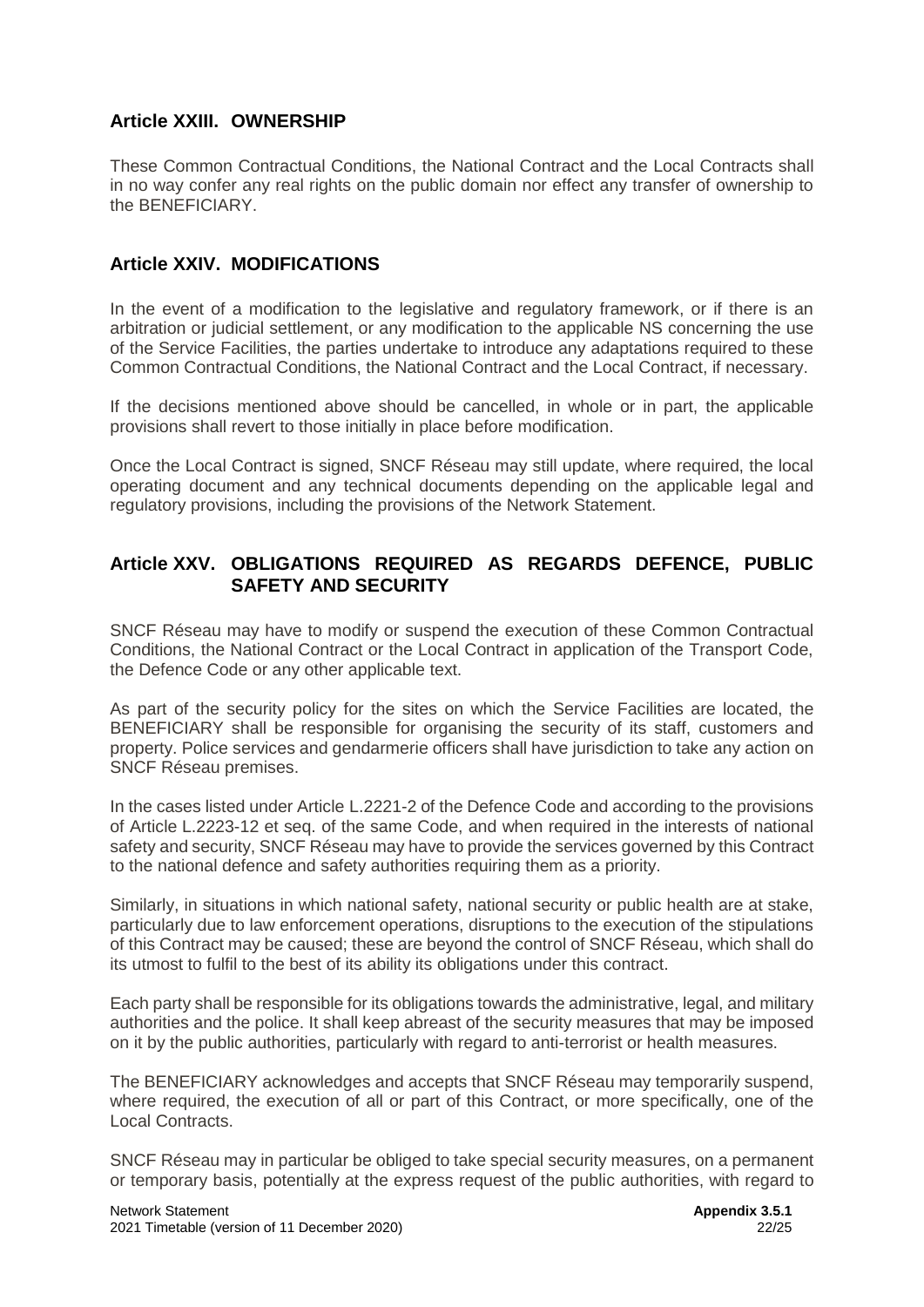## Article XXIII. OWNERSHIP

These Common Contractual Conditions, the National Contract and the Local Contracts shall in no way confer any real rights on the public domain nor effect any transfer of ownership to the BENEFICIARY.

## Article XXIV. MODIFICATIONS

In the event of a modification to the legislative and regulatory framework, or if there is an arbitration or judicial settlement, or any modification to the applicable NS concerning the use of the Service Facilities, the parties undertake to introduce any adaptations required to these Common Contractual Conditions, the National Contract and the Local Contract, if necessary.

If the decisions mentioned above should be cancelled, in whole or in part, the applicable provisions shall revert to those initially in place before modification.

Once the Local Contract is signed, SNCF Réseau may still update, where required, the local operating document and any technical documents depending on the applicable legal and regulatory provisions, including the provisions of the Network Statement.

## Article XXV. OBLIGATIONS REQUIRED AS REGARDS DEFENCE, PUBLIC SAFETY AND SECURITY

SNCF Réseau may have to modify or suspend the execution of these Common Contractual Conditions, the National Contract or the Local Contract in application of the Transport Code, the Defence Code or any other applicable text.

As part of the security policy for the sites on which the Service Facilities are located, the BENEFICIARY shall be responsible for organising the security of its staff, customers and property. Police services and gendarmerie officers shall have jurisdiction to take any action on SNCF Réseau premises.

In the cases listed under Article L.2221-2 of the Defence Code and according to the provisions of Article L.2223-12 et seq. of the same Code, and when required in the interests of national safety and security, SNCF Réseau may have to provide the services governed by this Contract to the national defence and safety authorities requiring them as a priority.

Similarly, in situations in which national safety, national security or public health are at stake, particularly due to law enforcement operations, disruptions to the execution of the stipulations of this Contract may be caused; these are beyond the control of SNCF Réseau, which shall do its utmost to fulfil to the best of its ability its obligations under this contract.

Each party shall be responsible for its obligations towards the administrative, legal, and military authorities and the police. It shall keep abreast of the security measures that may be imposed on it by the public authorities, particularly with regard to anti-terrorist or health measures.

The BENEFICIARY acknowledges and accepts that SNCF Réseau may temporarily suspend, where required, the execution of all or part of this Contract, or more specifically, one of the Local Contracts.

SNCF Réseau may in particular be obliged to take special security measures, on a permanent or temporary basis, potentially at the express request of the public authorities, with regard to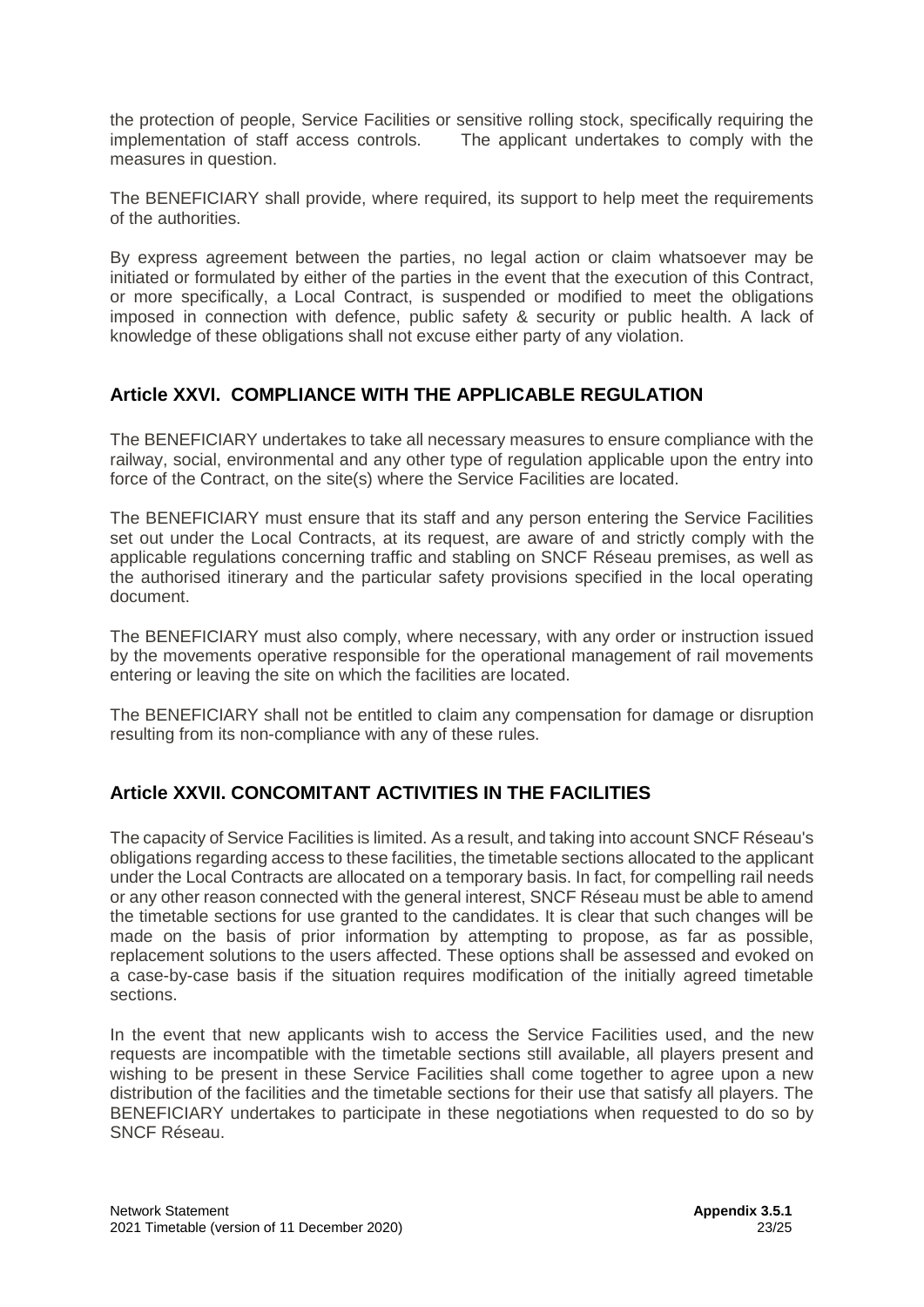the protection of people, Service Facilities or sensitive rolling stock, specifically requiring the implementation of staff access controls. The applicant undertakes to comply with the measures in question.

The BENEFICIARY shall provide, where required, its support to help meet the requirements of the authorities.

By express agreement between the parties, no legal action or claim whatsoever may be initiated or formulated by either of the parties in the event that the execution of this Contract, or more specifically, a Local Contract, is suspended or modified to meet the obligations imposed in connection with defence, public safety & security or public health. A lack of knowledge of these obligations shall not excuse either party of any violation.

## Article XXVI. COMPLIANCE WITH THE APPLICABLE REGULATION

The BENEFICIARY undertakes to take all necessary measures to ensure compliance with the railway, social, environmental and any other type of regulation applicable upon the entry into force of the Contract, on the site(s) where the Service Facilities are located.

The BENEFICIARY must ensure that its staff and any person entering the Service Facilities set out under the Local Contracts, at its request, are aware of and strictly comply with the applicable regulations concerning traffic and stabling on SNCF Réseau premises, as well as the authorised itinerary and the particular safety provisions specified in the local operating document.

The BENEFICIARY must also comply, where necessary, with any order or instruction issued by the movements operative responsible for the operational management of rail movements entering or leaving the site on which the facilities are located.

The BENEFICIARY shall not be entitled to claim any compensation for damage or disruption resulting from its non-compliance with any of these rules.

## Article XXVII. CONCOMITANT ACTIVITIES IN THE FACILITIES

The capacity of Service Facilities is limited. As a result, and taking into account SNCF Réseau's obligations regarding access to these facilities, the timetable sections allocated to the applicant under the Local Contracts are allocated on a temporary basis. In fact, for compelling rail needs or any other reason connected with the general interest, SNCF Réseau must be able to amend the timetable sections for use granted to the candidates. It is clear that such changes will be made on the basis of prior information by attempting to propose, as far as possible, replacement solutions to the users affected. These options shall be assessed and evoked on a case-by-case basis if the situation requires modification of the initially agreed timetable sections.

In the event that new applicants wish to access the Service Facilities used, and the new requests are incompatible with the timetable sections still available, all players present and wishing to be present in these Service Facilities shall come together to agree upon a new distribution of the facilities and the timetable sections for their use that satisfy all players. The BENEFICIARY undertakes to participate in these negotiations when requested to do so by SNCF Réseau.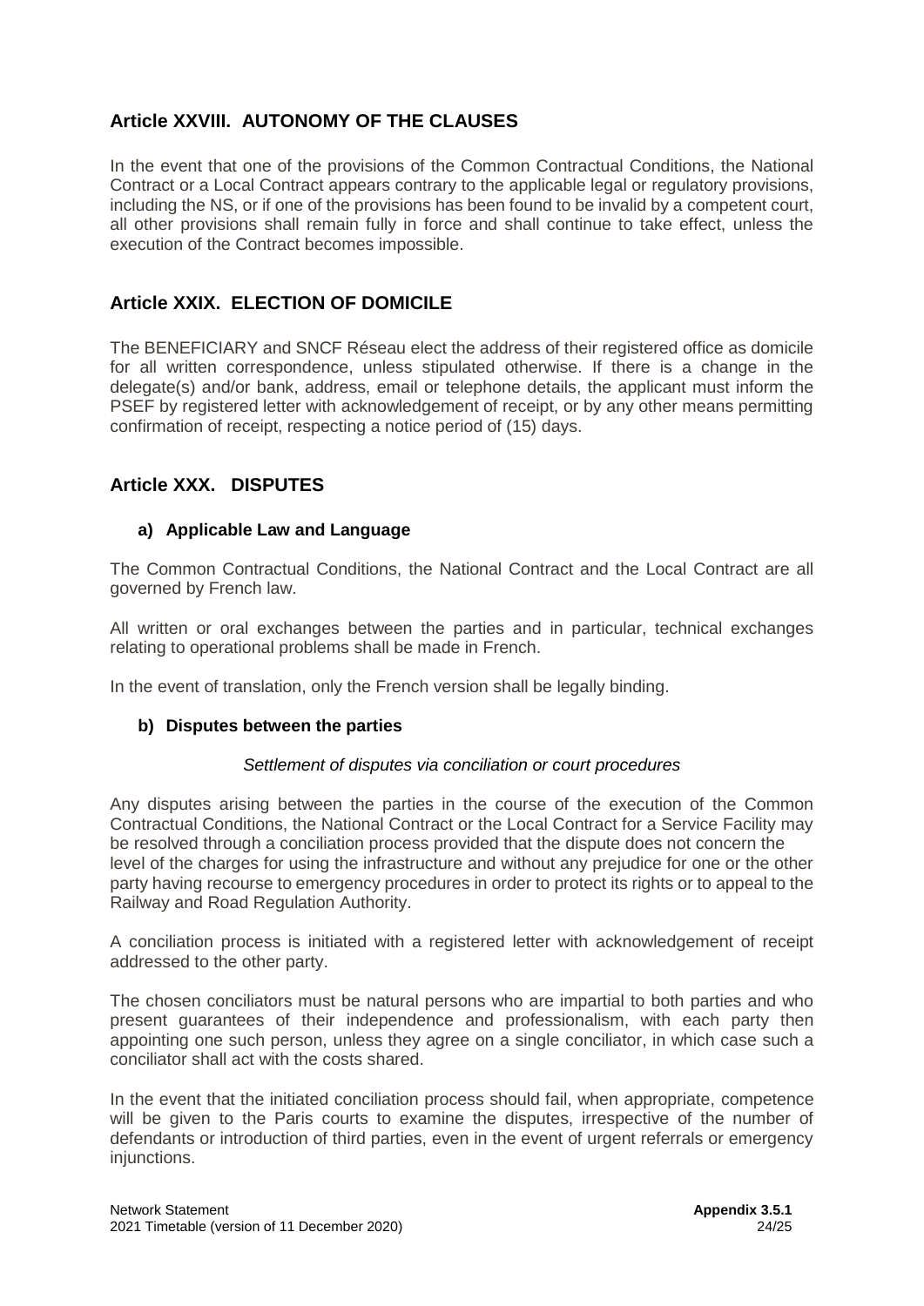## Article XXVIII. AUTONOMY OF THE CLAUSES

In the event that one of the provisions of the Common Contractual Conditions, the National Contract or a Local Contract appears contrary to the applicable legal or regulatory provisions, including the NS, or if one of the provisions has been found to be invalid by a competent court, all other provisions shall remain fully in force and shall continue to take effect, unless the execution of the Contract becomes impossible.

## Article XXIX. ELECTION OF DOMICILE

The BENEFICIARY and SNCF Réseau elect the address of their registered office as domicile for all written correspondence, unless stipulated otherwise. If there is a change in the delegate(s) and/or bank, address, email or telephone details, the applicant must inform the PSEF by registered letter with acknowledgement of receipt, or by any other means permitting confirmation of receipt, respecting a notice period of (15) days.

## Article XXX. DISPUTES

### a) Applicable Law and Language

The Common Contractual Conditions, the National Contract and the Local Contract are all governed by French law.

All written or oral exchanges between the parties and in particular, technical exchanges relating to operational problems shall be made in French.

In the event of translation, only the French version shall be legally binding.

### b) Disputes between the parties

*Settlement of disputes via conciliation or court procedures*

Any disputes arising between the parties in the course of the execution of the Common Contractual Conditions, the National Contract or the Local Contract for a Service Facility may be resolved through a conciliation process provided that the dispute does not concern the level of the charges for using the infrastructure and without any prejudice for one or the other party having recourse to emergency procedures in order to protect its rights or to appeal to the Railway and Road Regulation Authority.

A conciliation process is initiated with a registered letter with acknowledgement of receipt addressed to the other party.

The chosen conciliators must be natural persons who are impartial to both parties and who present guarantees of their independence and professionalism, with each party then appointing one such person, unless they agree on a single conciliator, in which case such a conciliator shall act with the costs shared.

In the event that the initiated conciliation process should fail, when appropriate, competence will be given to the Paris courts to examine the disputes, irrespective of the number of defendants or introduction of third parties, even in the event of urgent referrals or emergency injunctions.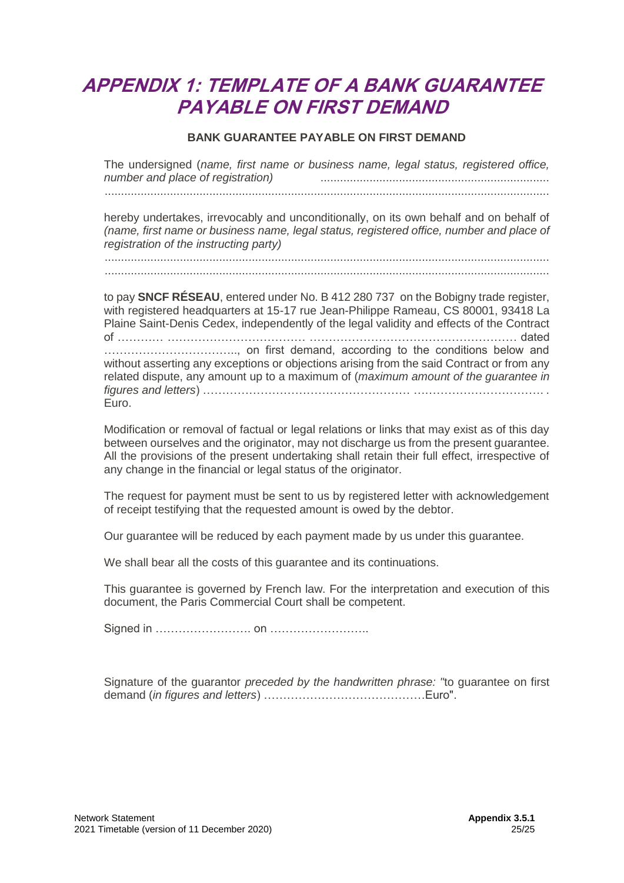# APPENDIX 1: TEMPLATE OF A BANK GUARANTEE PAYABLE ON FIRST DEMAND

**BANK GUARANTEE PAYABLE ON FIRST DEMAND**

The undersigned (*name, first name or business name, legal status, registered office, number and place of registration*) ......................................................................
..........................................................................................................................................

hereby undertakes, irrevocably and unconditionally, on its own behalf and on behalf of *(name, first name or business name, legal status, registered office, number and place of registration of the instructing party)*
..........................................................................................................................................
..........................................................................................................................................

to pay **SNCF RÉSEAU**, entered under No. B 412 280 737 on the Bobigny trade register, with registered headquarters at 15-17 rue Jean-Philippe Rameau, CS 80001, 93418 La Plaine Saint-Denis Cedex, independently of the legal validity and effects of the Contract of ……….. ……………………………… ……………………………………………… dated …………………………….., on first demand, according to the conditions below and without asserting any exceptions or objections arising from the said Contract or from any related dispute, any amount up to a maximum of (*maximum amount of the guarantee in figures and letters*) ……………………………………………… ……………………………. . Euro.

Modification or removal of factual or legal relations or links that may exist as of this day between ourselves and the originator, may not discharge us from the present guarantee. All the provisions of the present undertaking shall retain their full effect, irrespective of any change in the financial or legal status of the originator.

The request for payment must be sent to us by registered letter with acknowledgement of receipt testifying that the requested amount is owed by the debtor.

Our guarantee will be reduced by each payment made by us under this guarantee.

We shall bear all the costs of this guarantee and its continuations.

This guarantee is governed by French law. For the interpretation and execution of this document, the Paris Commercial Court shall be competent.

Signed in ……………………. on ……………………..

Signature of the guarantor *preceded by the handwritten phrase: "*to guarantee on first demand (*in figures and letters*) ……………………………………Euro".